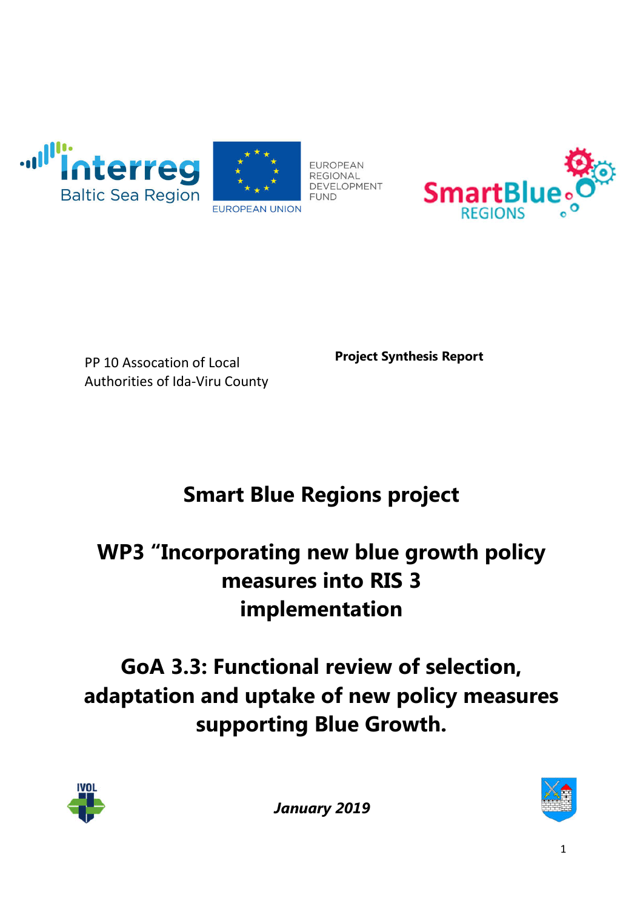PP 10 Assocation of Local Authorities of Ida-Viru County

**Project Synthesis Report**

# Smart Blue Regions project

# WP3 “Incorporating new blue growth policy measures into RIS 3 implementation

# GoA 3.3: Functional review of selection, adaptation and uptake of new policy measures supporting Blue Growth.

***January 2019***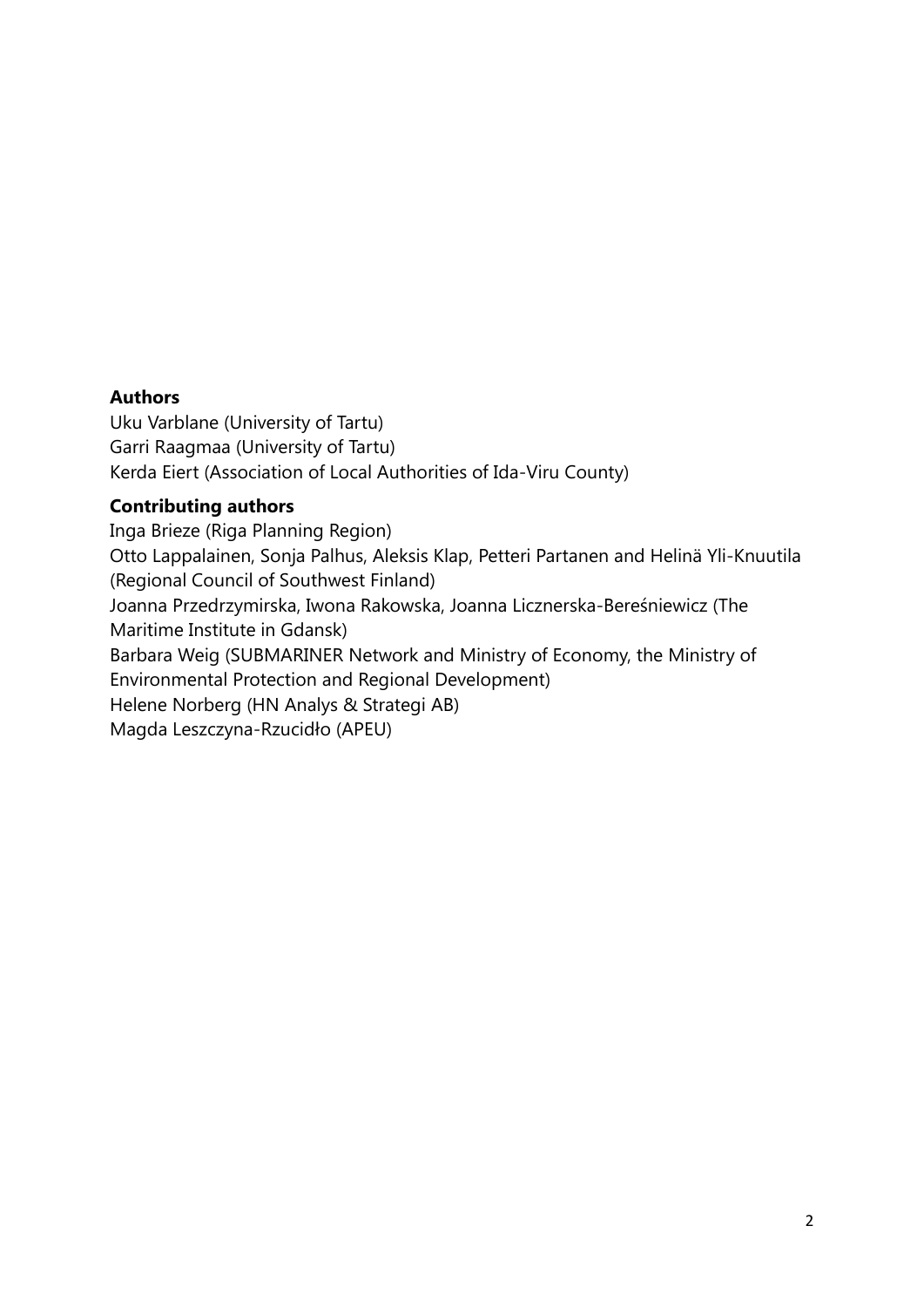**Authors**

Uku Varblane (University of Tartu)
Garri Raagmaa (University of Tartu)
Kerda Eiert (Association of Local Authorities of Ida-Viru County)

**Contributing authors**

Inga Brieze (Riga Planning Region)
Otto Lappalainen, Sonja Palhus, Aleksis Klap, Petteri Partanen and Helinä Yli-Knuutila (Regional Council of Southwest Finland)
Joanna Przedrzymirska, Iwona Rakowska, Joanna Licznerska-Bereśniewicz (The Maritime Institute in Gdansk)
Barbara Weig (SUBMARINER Network and Ministry of Economy, the Ministry of Environmental Protection and Regional Development)
Helene Norberg (HN Analys & Strategi AB)
Magda Leszczyna-Rzucidło (APEU)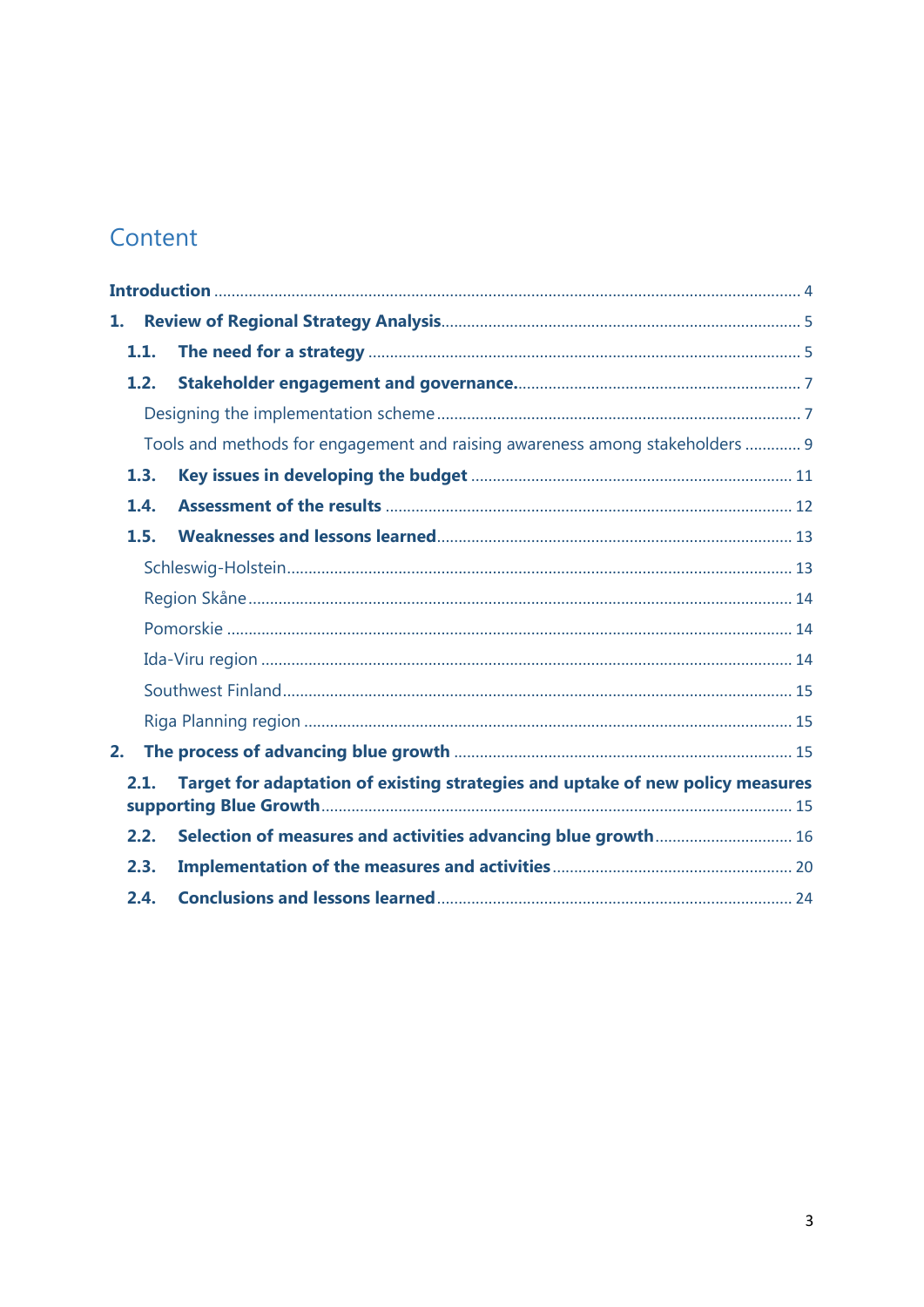# Content

**Introduction** ........................................................................................................................................ 4

**1. Review of Regional Strategy Analysis**................................................................................... 5

**1.1. The need for a strategy** ..................................................................................................... 5

**1.2. Stakeholder engagement and governance.**................................................................... 7

Designing the implementation scheme ...................................................................................... 7

Tools and methods for engagement and raising awareness among stakeholders ............. 9

**1.3. Key issues in developing the budget** ............................................................................ 11

**1.4. Assessment of the results** ............................................................................................... 12

**1.5. Weaknesses and lessons learned**.................................................................................. 13

Schleswig-Holstein...................................................................................................................... 13

Region Skåne ............................................................................................................................... 14

Pomorskie .................................................................................................................................... 14

Ida-Viru region ............................................................................................................................ 14

Southwest Finland....................................................................................................................... 15

Riga Planning region .................................................................................................................. 15

**2. The process of advancing blue growth** ............................................................................... 15

**2.1. Target for adaptation of existing strategies and uptake of new policy measures supporting Blue Growth**............................................................................................................ 15

**2.2. Selection of measures and activities advancing blue growth**................................ 16

**2.3. Implementation of the measures and activities**........................................................ 20

**2.4. Conclusions and lessons learned**.................................................................................. 24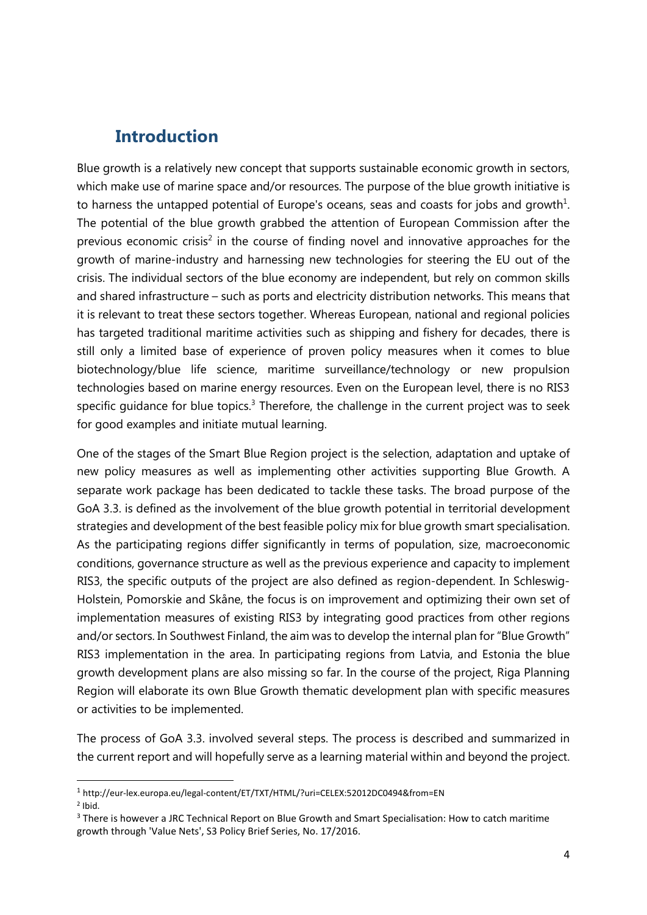# Introduction

Blue growth is a relatively new concept that supports sustainable economic growth in sectors, which make use of marine space and/or resources. The purpose of the blue growth initiative is to harness the untapped potential of Europe's oceans, seas and coasts for jobs and growth[1]. The potential of the blue growth grabbed the attention of European Commission after the previous economic crisis[2] in the course of finding novel and innovative approaches for the growth of marine-industry and harnessing new technologies for steering the EU out of the crisis. The individual sectors of the blue economy are independent, but rely on common skills and shared infrastructure – such as ports and electricity distribution networks. This means that it is relevant to treat these sectors together. Whereas European, national and regional policies has targeted traditional maritime activities such as shipping and fishery for decades, there is still only a limited base of experience of proven policy measures when it comes to blue biotechnology/blue life science, maritime surveillance/technology or new propulsion technologies based on marine energy resources. Even on the European level, there is no RIS3 specific guidance for blue topics.[3] Therefore, the challenge in the current project was to seek for good examples and initiate mutual learning.

One of the stages of the Smart Blue Region project is the selection, adaptation and uptake of new policy measures as well as implementing other activities supporting Blue Growth. A separate work package has been dedicated to tackle these tasks. The broad purpose of the GoA 3.3. is defined as the involvement of the blue growth potential in territorial development strategies and development of the best feasible policy mix for blue growth smart specialisation. As the participating regions differ significantly in terms of population, size, macroeconomic conditions, governance structure as well as the previous experience and capacity to implement RIS3, the specific outputs of the project are also defined as region-dependent. In Schleswig-Holstein, Pomorskie and Skåne, the focus is on improvement and optimizing their own set of implementation measures of existing RIS3 by integrating good practices from other regions and/or sectors. In Southwest Finland, the aim was to develop the internal plan for "Blue Growth" RIS3 implementation in the area. In participating regions from Latvia, and Estonia the blue growth development plans are also missing so far. In the course of the project, Riga Planning Region will elaborate its own Blue Growth thematic development plan with specific measures or activities to be implemented.

The process of GoA 3.3. involved several steps. The process is described and summarized in the current report and will hopefully serve as a learning material within and beyond the project.

---

[1] http://eur-lex.europa.eu/legal-content/ET/TXT/HTML/?uri=CELEX:52012DC0494&from=EN

[2] Ibid.

[3] There is however a JRC Technical Report on Blue Growth and Smart Specialisation: How to catch maritime growth through 'Value Nets', S3 Policy Brief Series, No. 17/2016.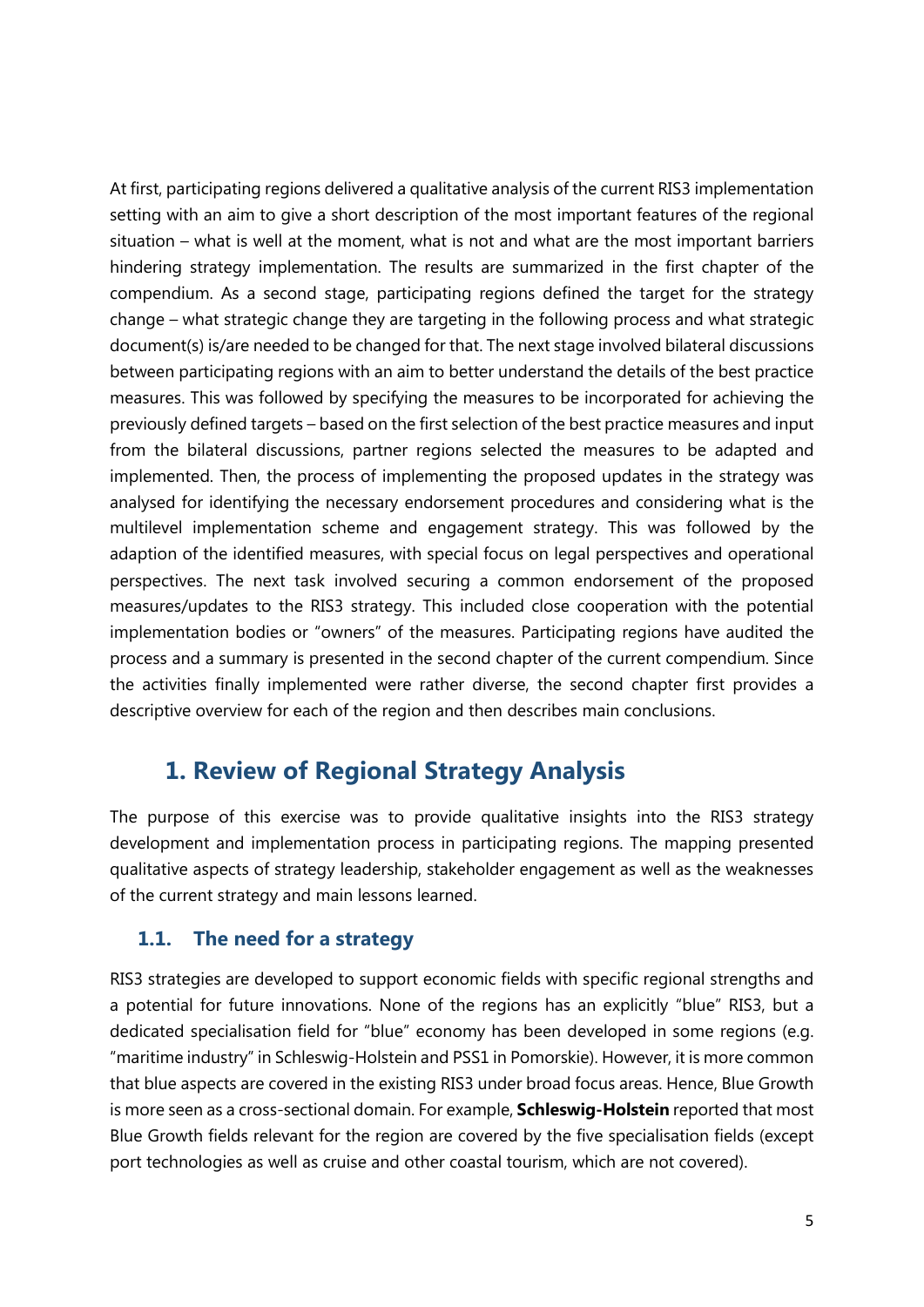At first, participating regions delivered a qualitative analysis of the current RIS3 implementation setting with an aim to give a short description of the most important features of the regional situation – what is well at the moment, what is not and what are the most important barriers hindering strategy implementation. The results are summarized in the first chapter of the compendium. As a second stage, participating regions defined the target for the strategy change – what strategic change they are targeting in the following process and what strategic document(s) is/are needed to be changed for that. The next stage involved bilateral discussions between participating regions with an aim to better understand the details of the best practice measures. This was followed by specifying the measures to be incorporated for achieving the previously defined targets – based on the first selection of the best practice measures and input from the bilateral discussions, partner regions selected the measures to be adapted and implemented. Then, the process of implementing the proposed updates in the strategy was analysed for identifying the necessary endorsement procedures and considering what is the multilevel implementation scheme and engagement strategy. This was followed by the adaption of the identified measures, with special focus on legal perspectives and operational perspectives. The next task involved securing a common endorsement of the proposed measures/updates to the RIS3 strategy. This included close cooperation with the potential implementation bodies or "owners" of the measures. Participating regions have audited the process and a summary is presented in the second chapter of the current compendium. Since the activities finally implemented were rather diverse, the second chapter first provides a descriptive overview for each of the region and then describes main conclusions.

# 1. Review of Regional Strategy Analysis

The purpose of this exercise was to provide qualitative insights into the RIS3 strategy development and implementation process in participating regions. The mapping presented qualitative aspects of strategy leadership, stakeholder engagement as well as the weaknesses of the current strategy and main lessons learned.

## 1.1. The need for a strategy

RIS3 strategies are developed to support economic fields with specific regional strengths and a potential for future innovations. None of the regions has an explicitly "blue" RIS3, but a dedicated specialisation field for "blue" economy has been developed in some regions (e.g. "maritime industry" in Schleswig-Holstein and PSS1 in Pomorskie). However, it is more common that blue aspects are covered in the existing RIS3 under broad focus areas. Hence, Blue Growth is more seen as a cross-sectional domain. For example, **Schleswig-Holstein** reported that most Blue Growth fields relevant for the region are covered by the five specialisation fields (except port technologies as well as cruise and other coastal tourism, which are not covered).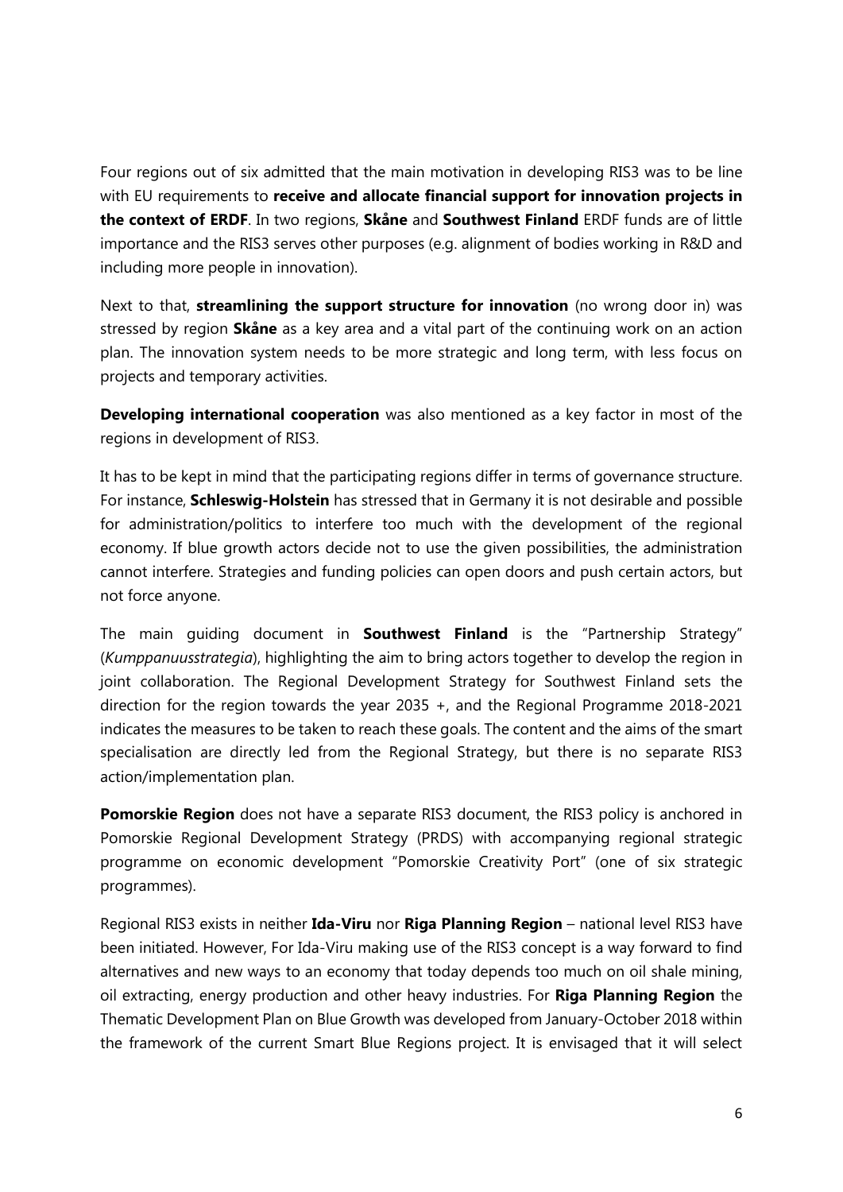Four regions out of six admitted that the main motivation in developing RIS3 was to be line with EU requirements to **receive and allocate financial support for innovation projects in the context of ERDF**. In two regions, **Skåne** and **Southwest Finland** ERDF funds are of little importance and the RIS3 serves other purposes (e.g. alignment of bodies working in R&D and including more people in innovation).

Next to that, **streamlining the support structure for innovation** (no wrong door in) was stressed by region **Skåne** as a key area and a vital part of the continuing work on an action plan. The innovation system needs to be more strategic and long term, with less focus on projects and temporary activities.

**Developing international cooperation** was also mentioned as a key factor in most of the regions in development of RIS3.

It has to be kept in mind that the participating regions differ in terms of governance structure. For instance, **Schleswig-Holstein** has stressed that in Germany it is not desirable and possible for administration/politics to interfere too much with the development of the regional economy. If blue growth actors decide not to use the given possibilities, the administration cannot interfere. Strategies and funding policies can open doors and push certain actors, but not force anyone.

The main guiding document in **Southwest Finland** is the "Partnership Strategy" (*Kumppanuusstrategia*), highlighting the aim to bring actors together to develop the region in joint collaboration. The Regional Development Strategy for Southwest Finland sets the direction for the region towards the year 2035 +, and the Regional Programme 2018-2021 indicates the measures to be taken to reach these goals. The content and the aims of the smart specialisation are directly led from the Regional Strategy, but there is no separate RIS3 action/implementation plan.

**Pomorskie Region** does not have a separate RIS3 document, the RIS3 policy is anchored in Pomorskie Regional Development Strategy (PRDS) with accompanying regional strategic programme on economic development "Pomorskie Creativity Port" (one of six strategic programmes).

Regional RIS3 exists in neither **Ida-Viru** nor **Riga Planning Region** – national level RIS3 have been initiated. However, For Ida-Viru making use of the RIS3 concept is a way forward to find alternatives and new ways to an economy that today depends too much on oil shale mining, oil extracting, energy production and other heavy industries. For **Riga Planning Region** the Thematic Development Plan on Blue Growth was developed from January-October 2018 within the framework of the current Smart Blue Regions project. It is envisaged that it will select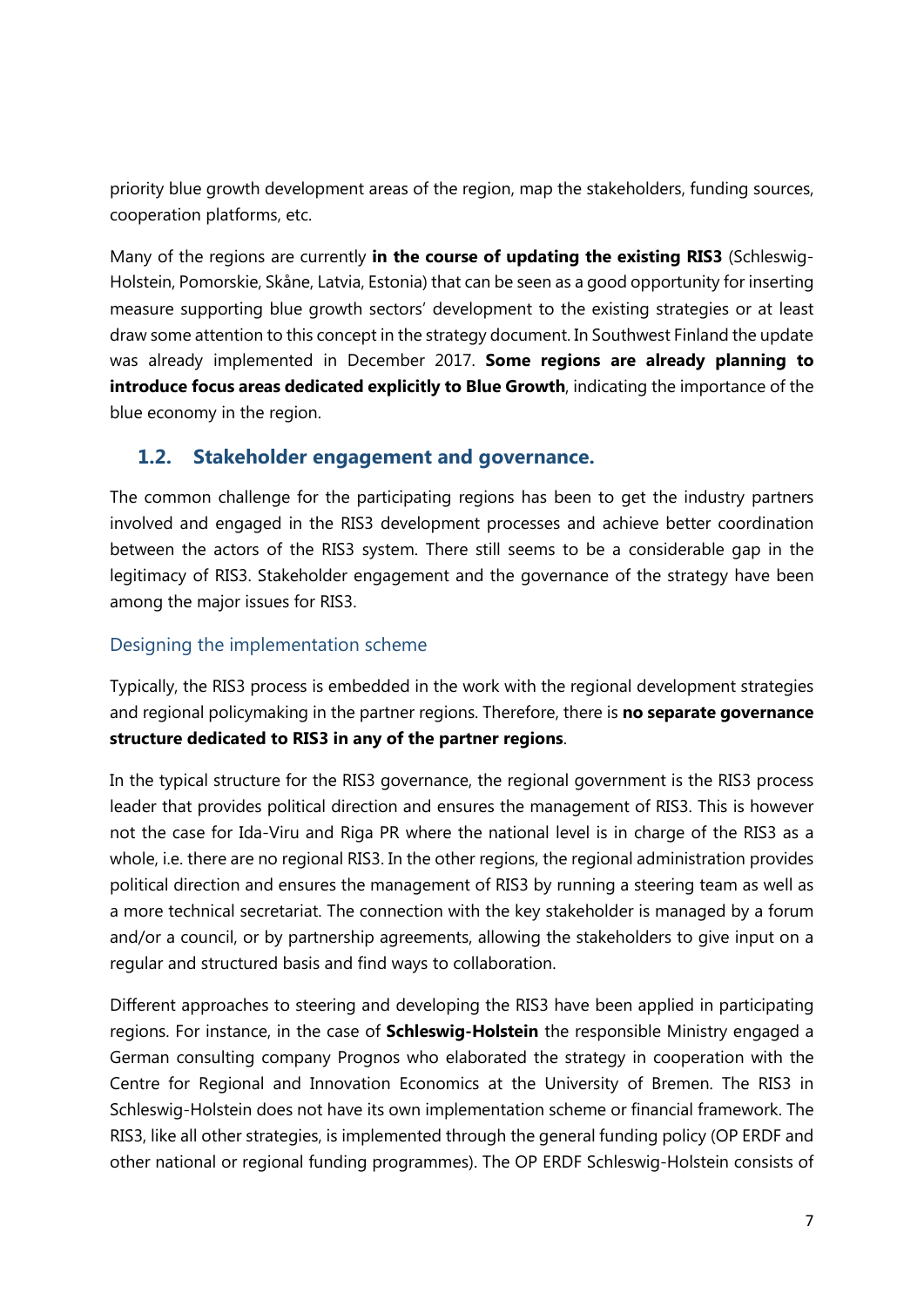priority blue growth development areas of the region, map the stakeholders, funding sources, cooperation platforms, etc.

Many of the regions are currently **in the course of updating the existing RIS3** (Schleswig-Holstein, Pomorskie, Skåne, Latvia, Estonia) that can be seen as a good opportunity for inserting measure supporting blue growth sectors' development to the existing strategies or at least draw some attention to this concept in the strategy document. In Southwest Finland the update was already implemented in December 2017. **Some regions are already planning to introduce focus areas dedicated explicitly to Blue Growth**, indicating the importance of the blue economy in the region.

## 1.2. Stakeholder engagement and governance.

The common challenge for the participating regions has been to get the industry partners involved and engaged in the RIS3 development processes and achieve better coordination between the actors of the RIS3 system. There still seems to be a considerable gap in the legitimacy of RIS3. Stakeholder engagement and the governance of the strategy have been among the major issues for RIS3.

### Designing the implementation scheme

Typically, the RIS3 process is embedded in the work with the regional development strategies and regional policymaking in the partner regions. Therefore, there is **no separate governance structure dedicated to RIS3 in any of the partner regions**.

In the typical structure for the RIS3 governance, the regional government is the RIS3 process leader that provides political direction and ensures the management of RIS3. This is however not the case for Ida-Viru and Riga PR where the national level is in charge of the RIS3 as a whole, i.e. there are no regional RIS3. In the other regions, the regional administration provides political direction and ensures the management of RIS3 by running a steering team as well as a more technical secretariat. The connection with the key stakeholder is managed by a forum and/or a council, or by partnership agreements, allowing the stakeholders to give input on a regular and structured basis and find ways to collaboration.

Different approaches to steering and developing the RIS3 have been applied in participating regions. For instance, in the case of **Schleswig-Holstein** the responsible Ministry engaged a German consulting company Prognos who elaborated the strategy in cooperation with the Centre for Regional and Innovation Economics at the University of Bremen. The RIS3 in Schleswig-Holstein does not have its own implementation scheme or financial framework. The RIS3, like all other strategies, is implemented through the general funding policy (OP ERDF and other national or regional funding programmes). The OP ERDF Schleswig-Holstein consists of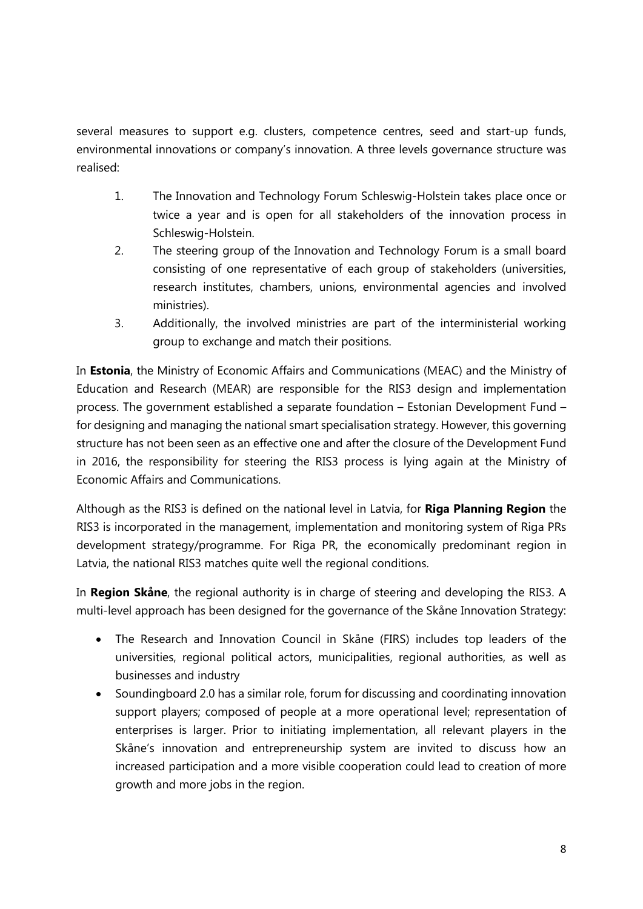several measures to support e.g. clusters, competence centres, seed and start-up funds, environmental innovations or company's innovation. A three levels governance structure was realised:

1. The Innovation and Technology Forum Schleswig-Holstein takes place once or twice a year and is open for all stakeholders of the innovation process in Schleswig-Holstein.
2. The steering group of the Innovation and Technology Forum is a small board consisting of one representative of each group of stakeholders (universities, research institutes, chambers, unions, environmental agencies and involved ministries).
3. Additionally, the involved ministries are part of the interministerial working group to exchange and match their positions.

In **Estonia**, the Ministry of Economic Affairs and Communications (MEAC) and the Ministry of Education and Research (MEAR) are responsible for the RIS3 design and implementation process. The government established a separate foundation – Estonian Development Fund – for designing and managing the national smart specialisation strategy. However, this governing structure has not been seen as an effective one and after the closure of the Development Fund in 2016, the responsibility for steering the RIS3 process is lying again at the Ministry of Economic Affairs and Communications.

Although as the RIS3 is defined on the national level in Latvia, for **Riga Planning Region** the RIS3 is incorporated in the management, implementation and monitoring system of Riga PRs development strategy/programme. For Riga PR, the economically predominant region in Latvia, the national RIS3 matches quite well the regional conditions.

In **Region Skåne**, the regional authority is in charge of steering and developing the RIS3. A multi-level approach has been designed for the governance of the Skåne Innovation Strategy:

- The Research and Innovation Council in Skåne (FIRS) includes top leaders of the universities, regional political actors, municipalities, regional authorities, as well as businesses and industry
- Soundingboard 2.0 has a similar role, forum for discussing and coordinating innovation support players; composed of people at a more operational level; representation of enterprises is larger. Prior to initiating implementation, all relevant players in the Skåne's innovation and entrepreneurship system are invited to discuss how an increased participation and a more visible cooperation could lead to creation of more growth and more jobs in the region.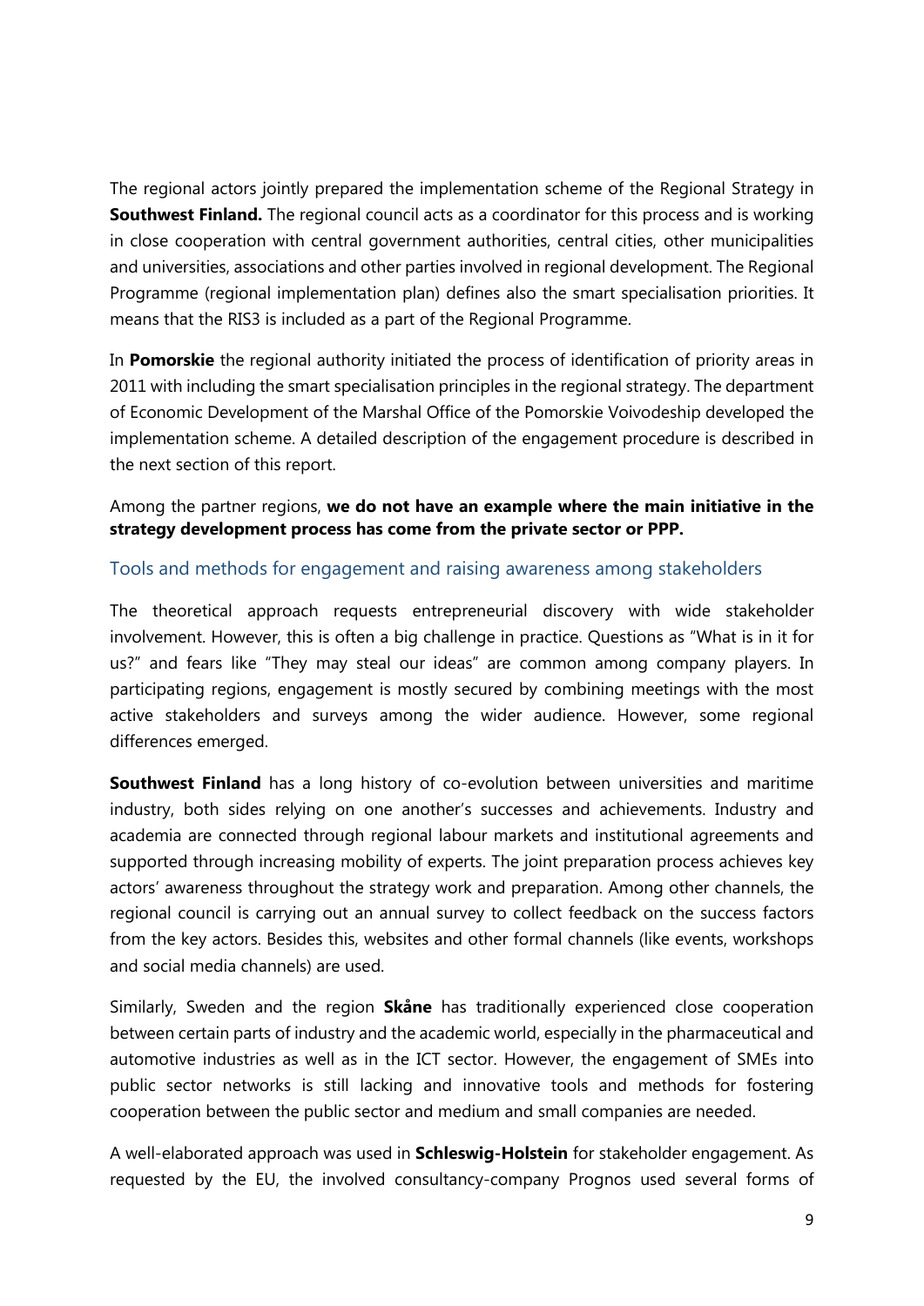The regional actors jointly prepared the implementation scheme of the Regional Strategy in **Southwest Finland.** The regional council acts as a coordinator for this process and is working in close cooperation with central government authorities, central cities, other municipalities and universities, associations and other parties involved in regional development. The Regional Programme (regional implementation plan) defines also the smart specialisation priorities. It means that the RIS3 is included as a part of the Regional Programme.

In **Pomorskie** the regional authority initiated the process of identification of priority areas in 2011 with including the smart specialisation principles in the regional strategy. The department of Economic Development of the Marshal Office of the Pomorskie Voivodeship developed the implementation scheme. A detailed description of the engagement procedure is described in the next section of this report.

Among the partner regions, **we do not have an example where the main initiative in the strategy development process has come from the private sector or PPP.**

### Tools and methods for engagement and raising awareness among stakeholders

The theoretical approach requests entrepreneurial discovery with wide stakeholder involvement. However, this is often a big challenge in practice. Questions as "What is in it for us?" and fears like "They may steal our ideas" are common among company players. In participating regions, engagement is mostly secured by combining meetings with the most active stakeholders and surveys among the wider audience. However, some regional differences emerged.

**Southwest Finland** has a long history of co-evolution between universities and maritime industry, both sides relying on one another's successes and achievements. Industry and academia are connected through regional labour markets and institutional agreements and supported through increasing mobility of experts. The joint preparation process achieves key actors' awareness throughout the strategy work and preparation. Among other channels, the regional council is carrying out an annual survey to collect feedback on the success factors from the key actors. Besides this, websites and other formal channels (like events, workshops and social media channels) are used.

Similarly, Sweden and the region **Skåne** has traditionally experienced close cooperation between certain parts of industry and the academic world, especially in the pharmaceutical and automotive industries as well as in the ICT sector. However, the engagement of SMEs into public sector networks is still lacking and innovative tools and methods for fostering cooperation between the public sector and medium and small companies are needed.

A well-elaborated approach was used in **Schleswig-Holstein** for stakeholder engagement. As requested by the EU, the involved consultancy-company Prognos used several forms of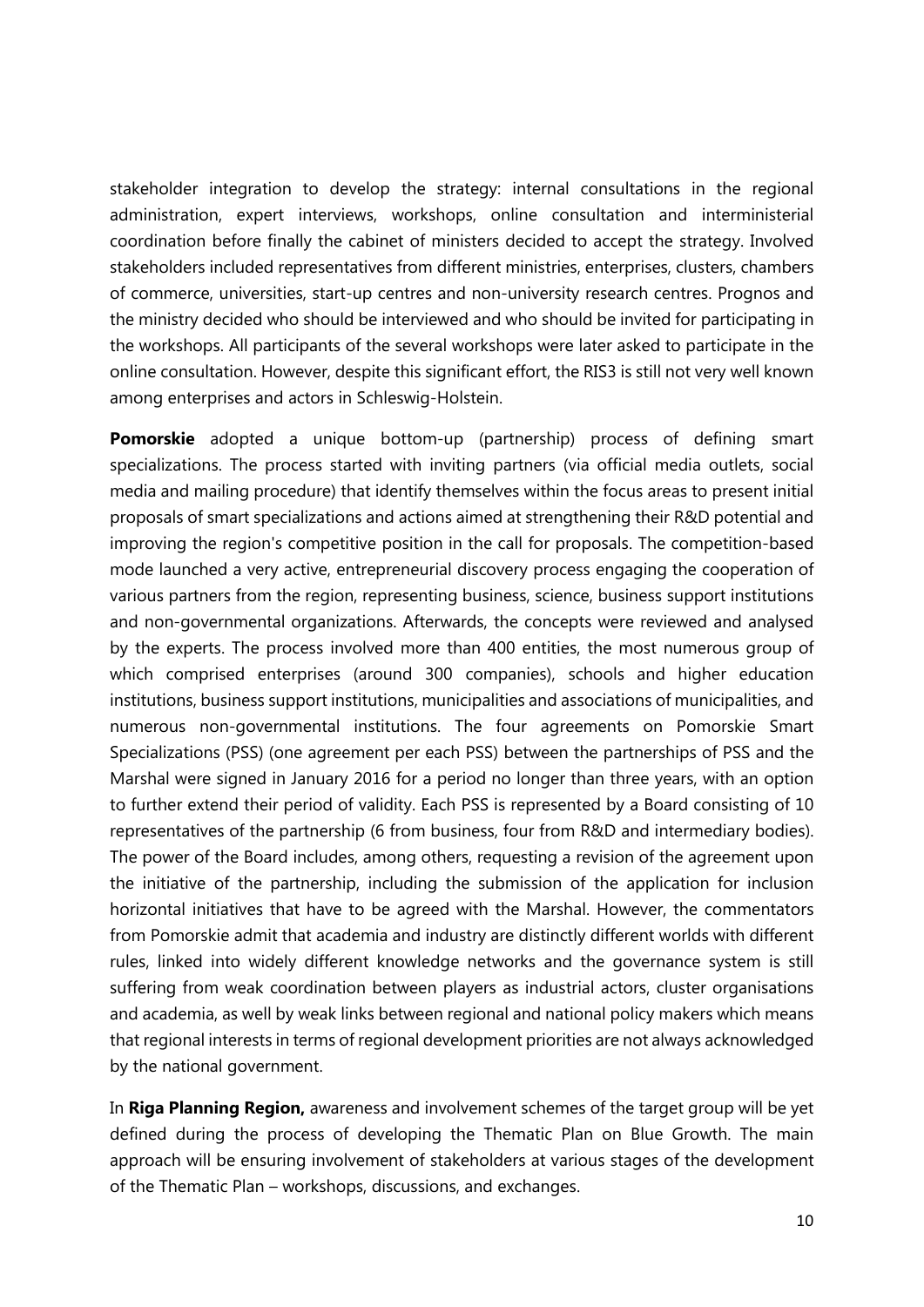stakeholder integration to develop the strategy: internal consultations in the regional administration, expert interviews, workshops, online consultation and interministerial coordination before finally the cabinet of ministers decided to accept the strategy. Involved stakeholders included representatives from different ministries, enterprises, clusters, chambers of commerce, universities, start-up centres and non-university research centres. Prognos and the ministry decided who should be interviewed and who should be invited for participating in the workshops. All participants of the several workshops were later asked to participate in the online consultation. However, despite this significant effort, the RIS3 is still not very well known among enterprises and actors in Schleswig-Holstein.

**Pomorskie** adopted a unique bottom-up (partnership) process of defining smart specializations. The process started with inviting partners (via official media outlets, social media and mailing procedure) that identify themselves within the focus areas to present initial proposals of smart specializations and actions aimed at strengthening their R&D potential and improving the region's competitive position in the call for proposals. The competition-based mode launched a very active, entrepreneurial discovery process engaging the cooperation of various partners from the region, representing business, science, business support institutions and non-governmental organizations. Afterwards, the concepts were reviewed and analysed by the experts. The process involved more than 400 entities, the most numerous group of which comprised enterprises (around 300 companies), schools and higher education institutions, business support institutions, municipalities and associations of municipalities, and numerous non-governmental institutions. The four agreements on Pomorskie Smart Specializations (PSS) (one agreement per each PSS) between the partnerships of PSS and the Marshal were signed in January 2016 for a period no longer than three years, with an option to further extend their period of validity. Each PSS is represented by a Board consisting of 10 representatives of the partnership (6 from business, four from R&D and intermediary bodies). The power of the Board includes, among others, requesting a revision of the agreement upon the initiative of the partnership, including the submission of the application for inclusion horizontal initiatives that have to be agreed with the Marshal. However, the commentators from Pomorskie admit that academia and industry are distinctly different worlds with different rules, linked into widely different knowledge networks and the governance system is still suffering from weak coordination between players as industrial actors, cluster organisations and academia, as well by weak links between regional and national policy makers which means that regional interests in terms of regional development priorities are not always acknowledged by the national government.

In **Riga Planning Region,** awareness and involvement schemes of the target group will be yet defined during the process of developing the Thematic Plan on Blue Growth. The main approach will be ensuring involvement of stakeholders at various stages of the development of the Thematic Plan – workshops, discussions, and exchanges.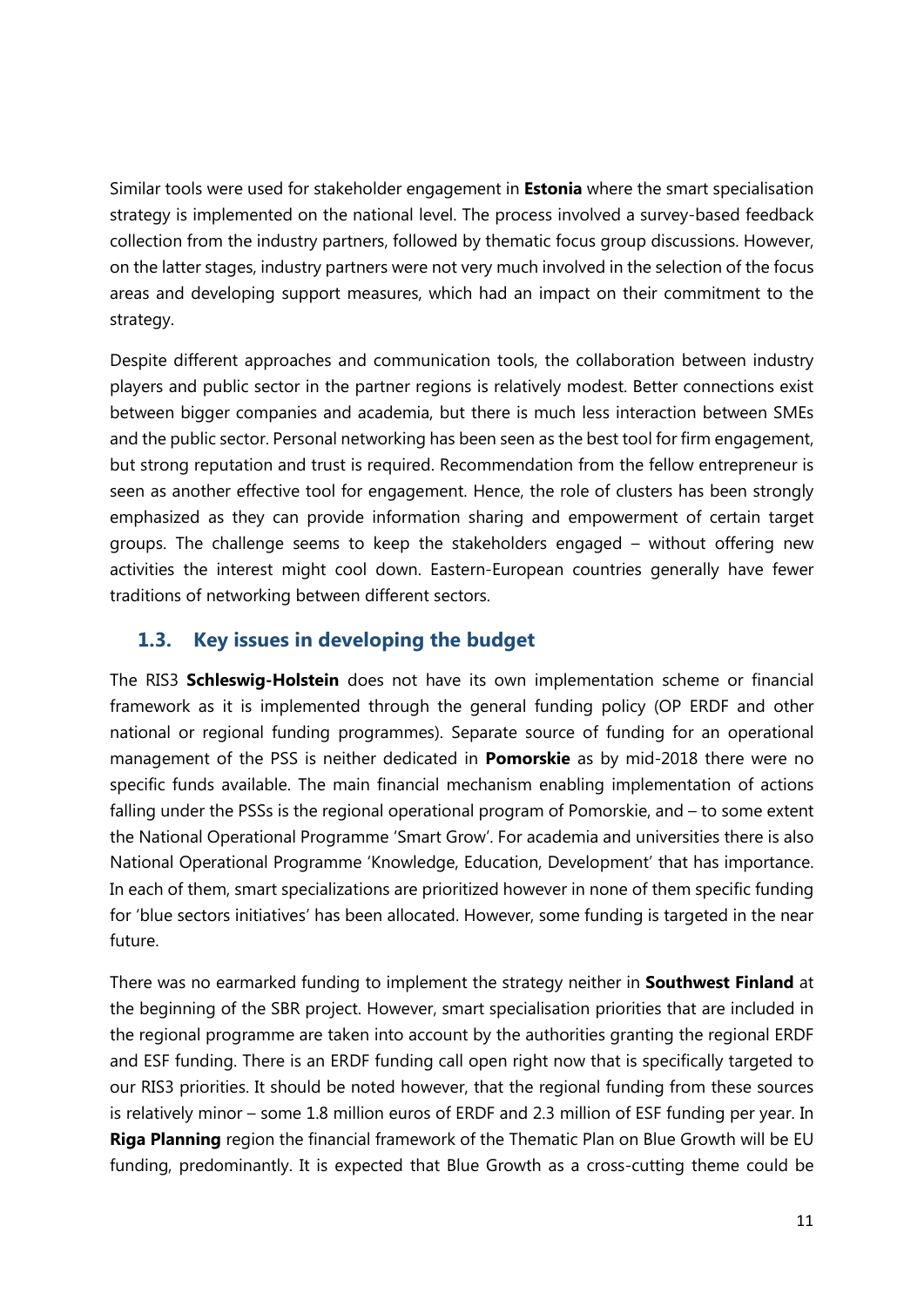Similar tools were used for stakeholder engagement in **Estonia** where the smart specialisation strategy is implemented on the national level. The process involved a survey-based feedback collection from the industry partners, followed by thematic focus group discussions. However, on the latter stages, industry partners were not very much involved in the selection of the focus areas and developing support measures, which had an impact on their commitment to the strategy.

Despite different approaches and communication tools, the collaboration between industry players and public sector in the partner regions is relatively modest. Better connections exist between bigger companies and academia, but there is much less interaction between SMEs and the public sector. Personal networking has been seen as the best tool for firm engagement, but strong reputation and trust is required. Recommendation from the fellow entrepreneur is seen as another effective tool for engagement. Hence, the role of clusters has been strongly emphasized as they can provide information sharing and empowerment of certain target groups. The challenge seems to keep the stakeholders engaged – without offering new activities the interest might cool down. Eastern-European countries generally have fewer traditions of networking between different sectors.

## 1.3. Key issues in developing the budget

The RIS3 **Schleswig-Holstein** does not have its own implementation scheme or financial framework as it is implemented through the general funding policy (OP ERDF and other national or regional funding programmes). Separate source of funding for an operational management of the PSS is neither dedicated in **Pomorskie** as by mid-2018 there were no specific funds available. The main financial mechanism enabling implementation of actions falling under the PSSs is the regional operational program of Pomorskie, and – to some extent the National Operational Programme 'Smart Grow'. For academia and universities there is also National Operational Programme 'Knowledge, Education, Development' that has importance. In each of them, smart specializations are prioritized however in none of them specific funding for 'blue sectors initiatives' has been allocated. However, some funding is targeted in the near future.

There was no earmarked funding to implement the strategy neither in **Southwest Finland** at the beginning of the SBR project. However, smart specialisation priorities that are included in the regional programme are taken into account by the authorities granting the regional ERDF and ESF funding. There is an ERDF funding call open right now that is specifically targeted to our RIS3 priorities. It should be noted however, that the regional funding from these sources is relatively minor – some 1.8 million euros of ERDF and 2.3 million of ESF funding per year. In **Riga Planning** region the financial framework of the Thematic Plan on Blue Growth will be EU funding, predominantly. It is expected that Blue Growth as a cross-cutting theme could be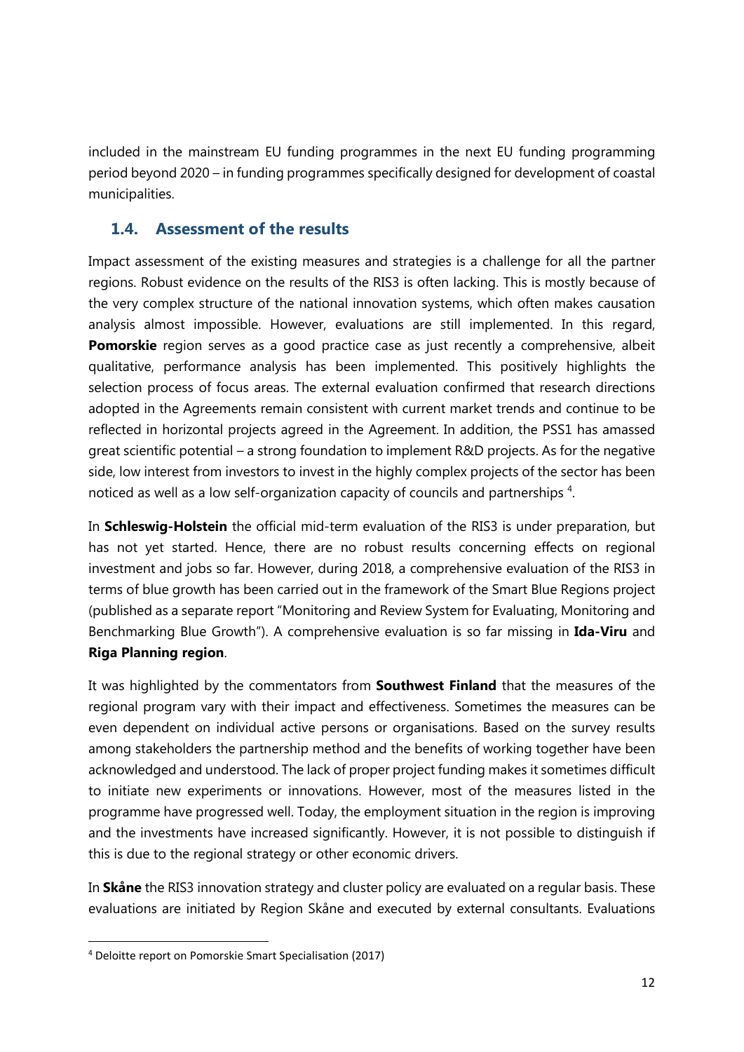included in the mainstream EU funding programmes in the next EU funding programming period beyond 2020 – in funding programmes specifically designed for development of coastal municipalities.

## 1.4. Assessment of the results

Impact assessment of the existing measures and strategies is a challenge for all the partner regions. Robust evidence on the results of the RIS3 is often lacking. This is mostly because of the very complex structure of the national innovation systems, which often makes causation analysis almost impossible. However, evaluations are still implemented. In this regard, **Pomorskie** region serves as a good practice case as just recently a comprehensive, albeit qualitative, performance analysis has been implemented. This positively highlights the selection process of focus areas. The external evaluation confirmed that research directions adopted in the Agreements remain consistent with current market trends and continue to be reflected in horizontal projects agreed in the Agreement. In addition, the PSS1 has amassed great scientific potential – a strong foundation to implement R&D projects. As for the negative side, low interest from investors to invest in the highly complex projects of the sector has been noticed as well as a low self-organization capacity of councils and partnerships [4].

In **Schleswig-Holstein** the official mid-term evaluation of the RIS3 is under preparation, but has not yet started. Hence, there are no robust results concerning effects on regional investment and jobs so far. However, during 2018, a comprehensive evaluation of the RIS3 in terms of blue growth has been carried out in the framework of the Smart Blue Regions project (published as a separate report "Monitoring and Review System for Evaluating, Monitoring and Benchmarking Blue Growth"). A comprehensive evaluation is so far missing in **Ida-Viru** and **Riga Planning region**.

It was highlighted by the commentators from **Southwest Finland** that the measures of the regional program vary with their impact and effectiveness. Sometimes the measures can be even dependent on individual active persons or organisations. Based on the survey results among stakeholders the partnership method and the benefits of working together have been acknowledged and understood. The lack of proper project funding makes it sometimes difficult to initiate new experiments or innovations. However, most of the measures listed in the programme have progressed well. Today, the employment situation in the region is improving and the investments have increased significantly. However, it is not possible to distinguish if this is due to the regional strategy or other economic drivers.

In **Skåne** the RIS3 innovation strategy and cluster policy are evaluated on a regular basis. These evaluations are initiated by Region Skåne and executed by external consultants. Evaluations

[4] Deloitte report on Pomorskie Smart Specialisation (2017)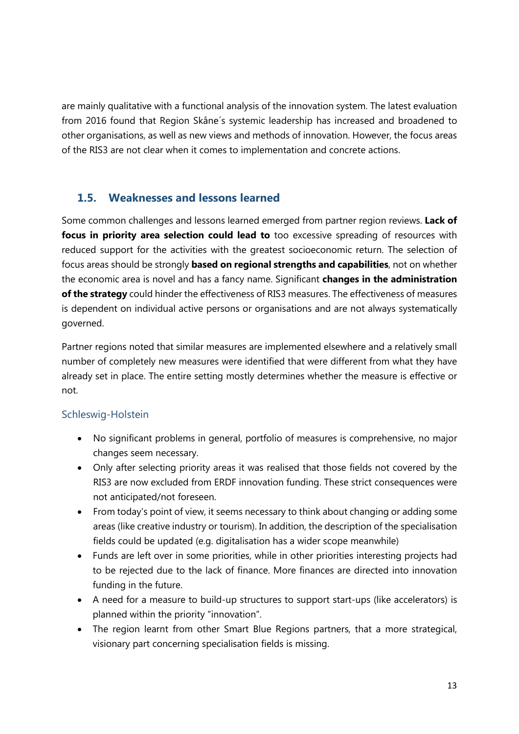are mainly qualitative with a functional analysis of the innovation system. The latest evaluation from 2016 found that Region Skåne´s systemic leadership has increased and broadened to other organisations, as well as new views and methods of innovation. However, the focus areas of the RIS3 are not clear when it comes to implementation and concrete actions.

## 1.5. Weaknesses and lessons learned

Some common challenges and lessons learned emerged from partner region reviews. **Lack of focus in priority area selection could lead to** too excessive spreading of resources with reduced support for the activities with the greatest socioeconomic return. The selection of focus areas should be strongly **based on regional strengths and capabilities**, not on whether the economic area is novel and has a fancy name. Significant **changes in the administration of the strategy** could hinder the effectiveness of RIS3 measures. The effectiveness of measures is dependent on individual active persons or organisations and are not always systematically governed.

Partner regions noted that similar measures are implemented elsewhere and a relatively small number of completely new measures were identified that were different from what they have already set in place. The entire setting mostly determines whether the measure is effective or not.

### Schleswig-Holstein

- No significant problems in general, portfolio of measures is comprehensive, no major changes seem necessary.
- Only after selecting priority areas it was realised that those fields not covered by the RIS3 are now excluded from ERDF innovation funding. These strict consequences were not anticipated/not foreseen.
- From today's point of view, it seems necessary to think about changing or adding some areas (like creative industry or tourism). In addition, the description of the specialisation fields could be updated (e.g. digitalisation has a wider scope meanwhile)
- Funds are left over in some priorities, while in other priorities interesting projects had to be rejected due to the lack of finance. More finances are directed into innovation funding in the future.
- A need for a measure to build-up structures to support start-ups (like accelerators) is planned within the priority "innovation".
- The region learnt from other Smart Blue Regions partners, that a more strategical, visionary part concerning specialisation fields is missing.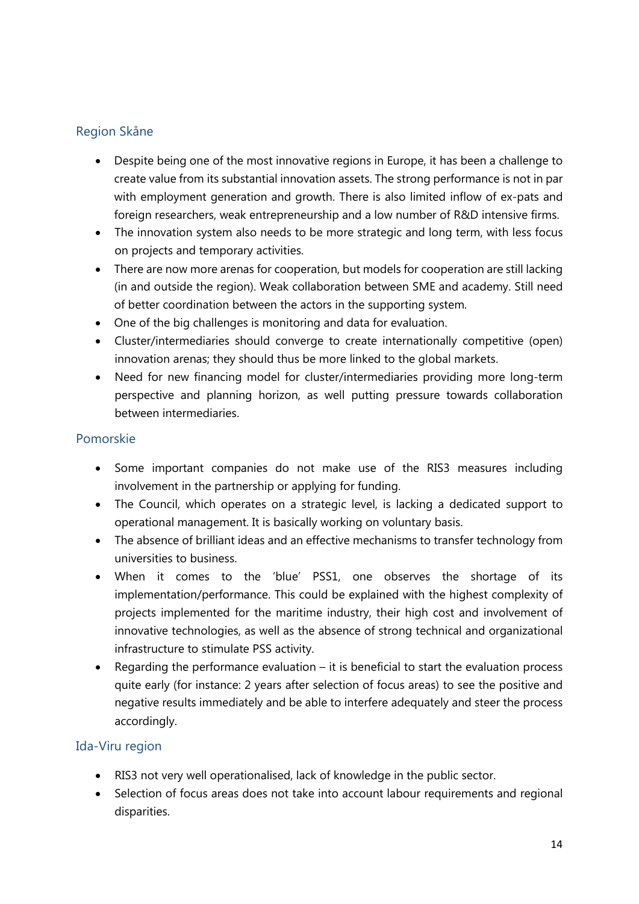### Region Skåne

- Despite being one of the most innovative regions in Europe, it has been a challenge to create value from its substantial innovation assets. The strong performance is not in par with employment generation and growth. There is also limited inflow of ex-pats and foreign researchers, weak entrepreneurship and a low number of R&D intensive firms.
- The innovation system also needs to be more strategic and long term, with less focus on projects and temporary activities.
- There are now more arenas for cooperation, but models for cooperation are still lacking (in and outside the region). Weak collaboration between SME and academy. Still need of better coordination between the actors in the supporting system.
- One of the big challenges is monitoring and data for evaluation.
- Cluster/intermediaries should converge to create internationally competitive (open) innovation arenas; they should thus be more linked to the global markets.
- Need for new financing model for cluster/intermediaries providing more long-term perspective and planning horizon, as well putting pressure towards collaboration between intermediaries.

### Pomorskie

- Some important companies do not make use of the RIS3 measures including involvement in the partnership or applying for funding.
- The Council, which operates on a strategic level, is lacking a dedicated support to operational management. It is basically working on voluntary basis.
- The absence of brilliant ideas and an effective mechanisms to transfer technology from universities to business.
- When it comes to the 'blue' PSS1, one observes the shortage of its implementation/performance. This could be explained with the highest complexity of projects implemented for the maritime industry, their high cost and involvement of innovative technologies, as well as the absence of strong technical and organizational infrastructure to stimulate PSS activity.
- Regarding the performance evaluation – it is beneficial to start the evaluation process quite early (for instance: 2 years after selection of focus areas) to see the positive and negative results immediately and be able to interfere adequately and steer the process accordingly.

### Ida-Viru region

- RIS3 not very well operationalised, lack of knowledge in the public sector.
- Selection of focus areas does not take into account labour requirements and regional disparities.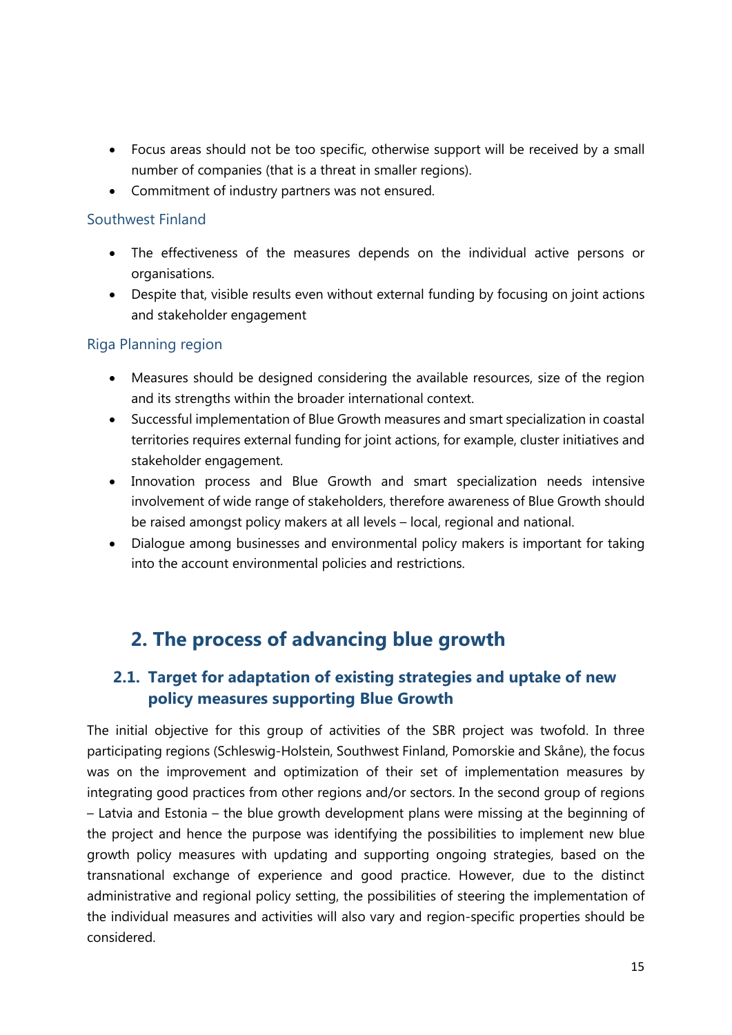- Focus areas should not be too specific, otherwise support will be received by a small number of companies (that is a threat in smaller regions).
- Commitment of industry partners was not ensured.

### Southwest Finland

- The effectiveness of the measures depends on the individual active persons or organisations.
- Despite that, visible results even without external funding by focusing on joint actions and stakeholder engagement

### Riga Planning region

- Measures should be designed considering the available resources, size of the region and its strengths within the broader international context.
- Successful implementation of Blue Growth measures and smart specialization in coastal territories requires external funding for joint actions, for example, cluster initiatives and stakeholder engagement.
- Innovation process and Blue Growth and smart specialization needs intensive involvement of wide range of stakeholders, therefore awareness of Blue Growth should be raised amongst policy makers at all levels – local, regional and national.
- Dialogue among businesses and environmental policy makers is important for taking into the account environmental policies and restrictions.

# 2. The process of advancing blue growth

## 2.1. Target for adaptation of existing strategies and uptake of new policy measures supporting Blue Growth

The initial objective for this group of activities of the SBR project was twofold. In three participating regions (Schleswig-Holstein, Southwest Finland, Pomorskie and Skåne), the focus was on the improvement and optimization of their set of implementation measures by integrating good practices from other regions and/or sectors. In the second group of regions – Latvia and Estonia – the blue growth development plans were missing at the beginning of the project and hence the purpose was identifying the possibilities to implement new blue growth policy measures with updating and supporting ongoing strategies, based on the transnational exchange of experience and good practice. However, due to the distinct administrative and regional policy setting, the possibilities of steering the implementation of the individual measures and activities will also vary and region-specific properties should be considered.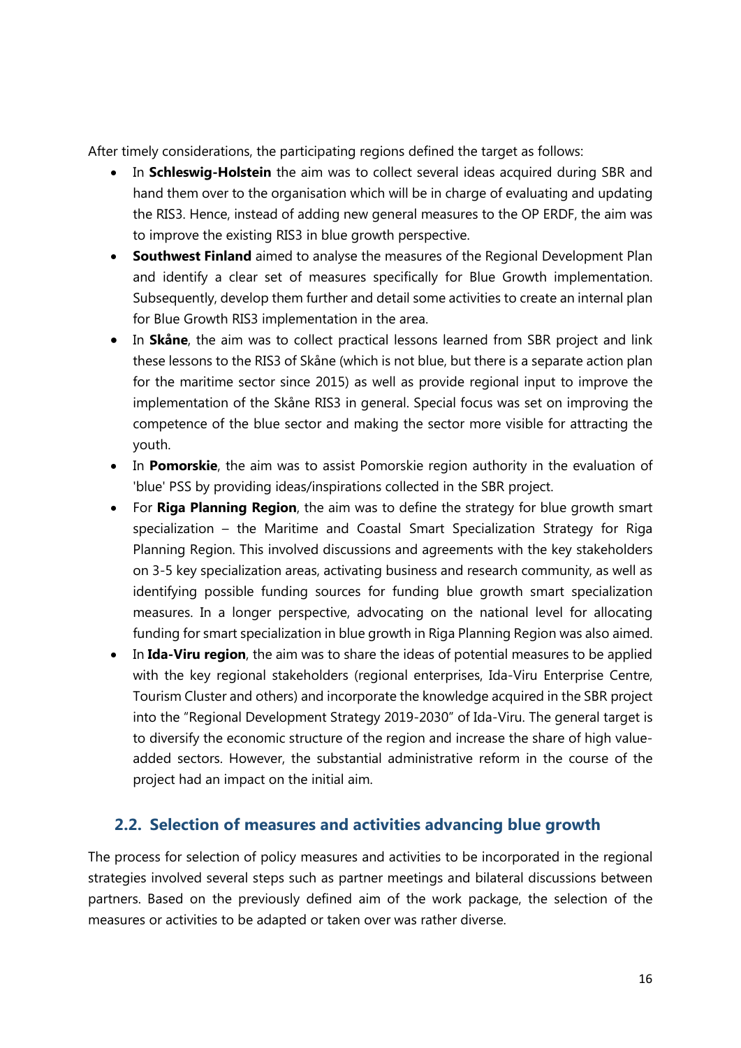After timely considerations, the participating regions defined the target as follows:

- In **Schleswig-Holstein** the aim was to collect several ideas acquired during SBR and hand them over to the organisation which will be in charge of evaluating and updating the RIS3. Hence, instead of adding new general measures to the OP ERDF, the aim was to improve the existing RIS3 in blue growth perspective.
- **Southwest Finland** aimed to analyse the measures of the Regional Development Plan and identify a clear set of measures specifically for Blue Growth implementation. Subsequently, develop them further and detail some activities to create an internal plan for Blue Growth RIS3 implementation in the area.
- In **Skåne**, the aim was to collect practical lessons learned from SBR project and link these lessons to the RIS3 of Skåne (which is not blue, but there is a separate action plan for the maritime sector since 2015) as well as provide regional input to improve the implementation of the Skåne RIS3 in general. Special focus was set on improving the competence of the blue sector and making the sector more visible for attracting the youth.
- In **Pomorskie**, the aim was to assist Pomorskie region authority in the evaluation of 'blue' PSS by providing ideas/inspirations collected in the SBR project.
- For **Riga Planning Region**, the aim was to define the strategy for blue growth smart specialization – the Maritime and Coastal Smart Specialization Strategy for Riga Planning Region. This involved discussions and agreements with the key stakeholders on 3-5 key specialization areas, activating business and research community, as well as identifying possible funding sources for funding blue growth smart specialization measures. In a longer perspective, advocating on the national level for allocating funding for smart specialization in blue growth in Riga Planning Region was also aimed.
- In **Ida-Viru region**, the aim was to share the ideas of potential measures to be applied with the key regional stakeholders (regional enterprises, Ida-Viru Enterprise Centre, Tourism Cluster and others) and incorporate the knowledge acquired in the SBR project into the "Regional Development Strategy 2019-2030" of Ida-Viru. The general target is to diversify the economic structure of the region and increase the share of high value-added sectors. However, the substantial administrative reform in the course of the project had an impact on the initial aim.

## 2.2. Selection of measures and activities advancing blue growth

The process for selection of policy measures and activities to be incorporated in the regional strategies involved several steps such as partner meetings and bilateral discussions between partners. Based on the previously defined aim of the work package, the selection of the measures or activities to be adapted or taken over was rather diverse.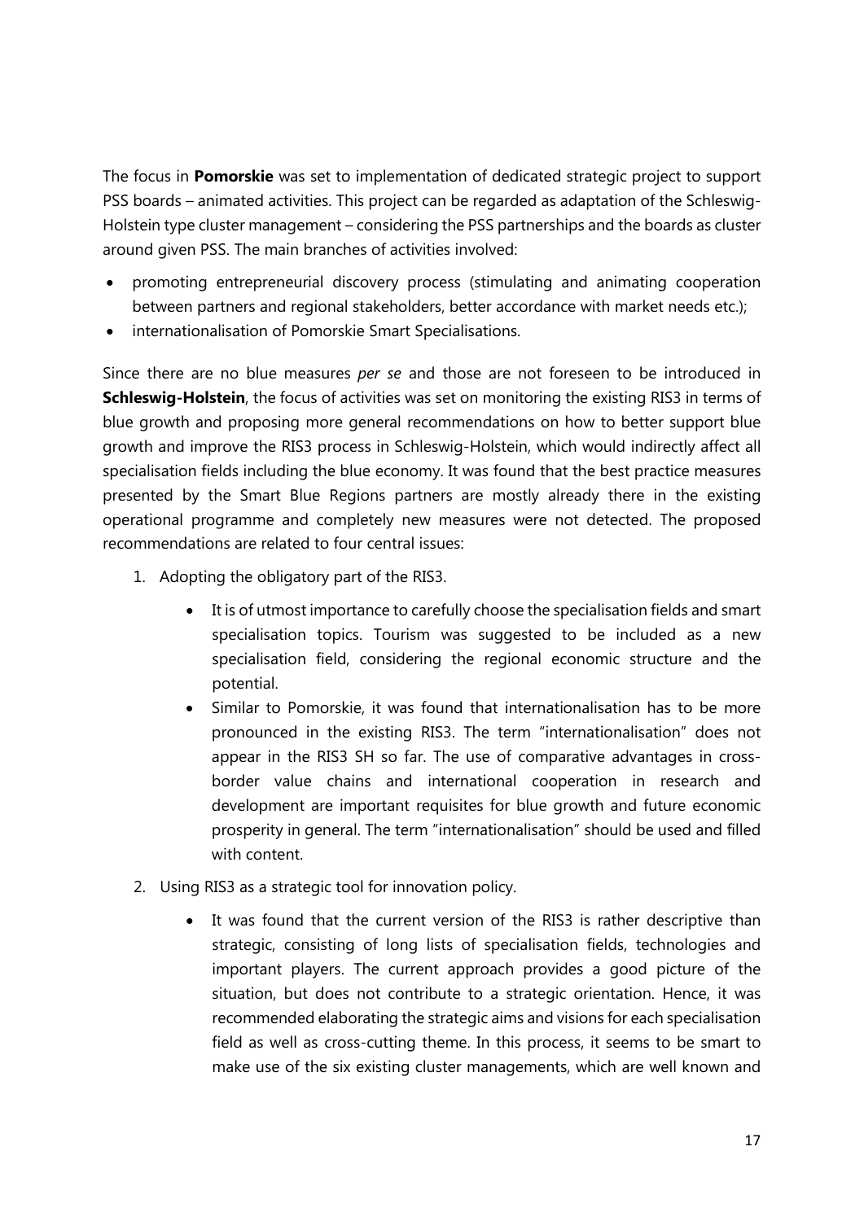The focus in **Pomorskie** was set to implementation of dedicated strategic project to support PSS boards – animated activities. This project can be regarded as adaptation of the Schleswig-Holstein type cluster management – considering the PSS partnerships and the boards as cluster around given PSS. The main branches of activities involved:

- promoting entrepreneurial discovery process (stimulating and animating cooperation between partners and regional stakeholders, better accordance with market needs etc.);
- internationalisation of Pomorskie Smart Specialisations.

Since there are no blue measures *per se* and those are not foreseen to be introduced in **Schleswig-Holstein**, the focus of activities was set on monitoring the existing RIS3 in terms of blue growth and proposing more general recommendations on how to better support blue growth and improve the RIS3 process in Schleswig-Holstein, which would indirectly affect all specialisation fields including the blue economy. It was found that the best practice measures presented by the Smart Blue Regions partners are mostly already there in the existing operational programme and completely new measures were not detected. The proposed recommendations are related to four central issues:

1. Adopting the obligatory part of the RIS3.
   - It is of utmost importance to carefully choose the specialisation fields and smart specialisation topics. Tourism was suggested to be included as a new specialisation field, considering the regional economic structure and the potential.
   - Similar to Pomorskie, it was found that internationalisation has to be more pronounced in the existing RIS3. The term "internationalisation" does not appear in the RIS3 SH so far. The use of comparative advantages in cross-border value chains and international cooperation in research and development are important requisites for blue growth and future economic prosperity in general. The term "internationalisation" should be used and filled with content.
2. Using RIS3 as a strategic tool for innovation policy.
   - It was found that the current version of the RIS3 is rather descriptive than strategic, consisting of long lists of specialisation fields, technologies and important players. The current approach provides a good picture of the situation, but does not contribute to a strategic orientation. Hence, it was recommended elaborating the strategic aims and visions for each specialisation field as well as cross-cutting theme. In this process, it seems to be smart to make use of the six existing cluster managements, which are well known and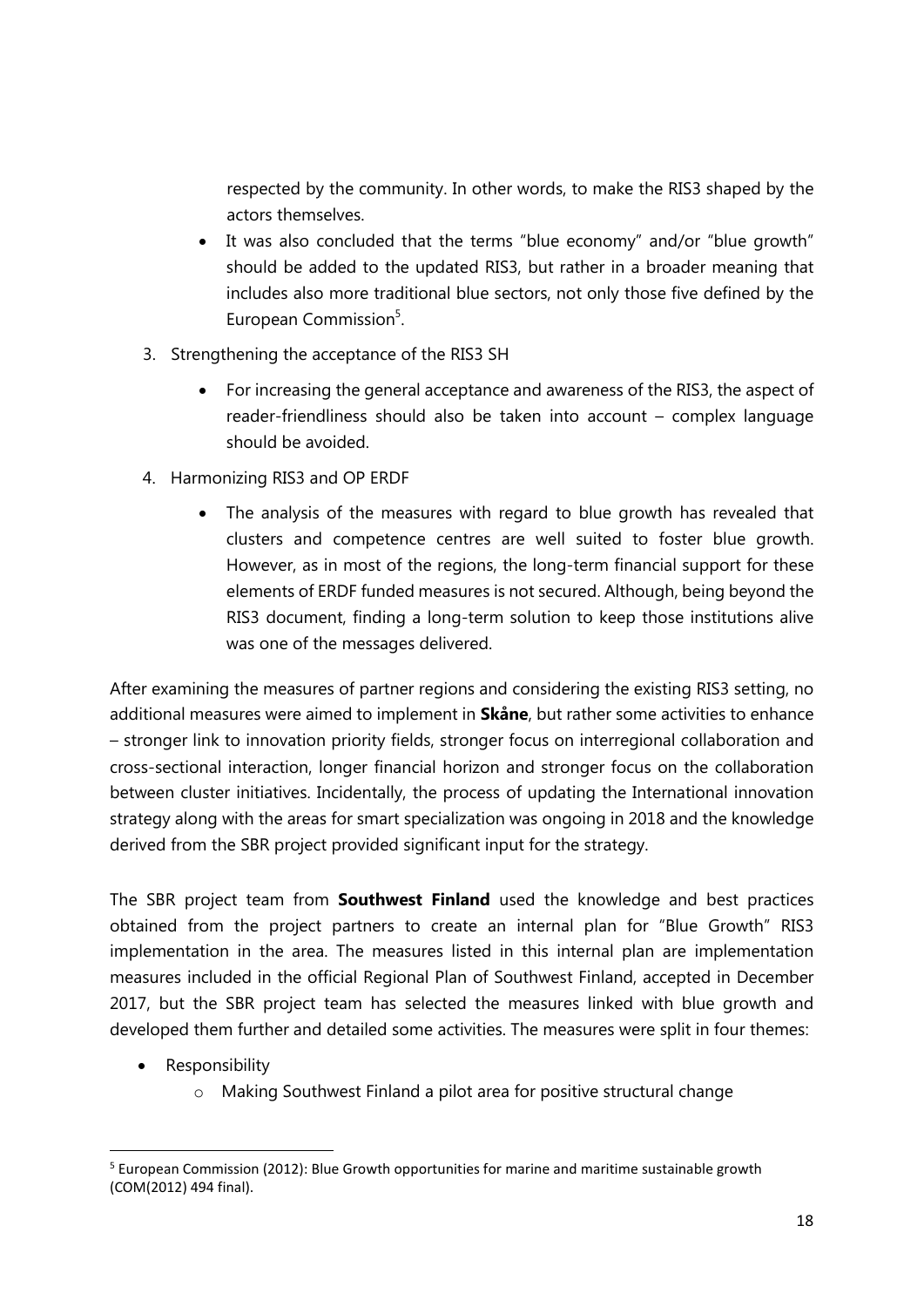respected by the community. In other words, to make the RIS3 shaped by the actors themselves.

- It was also concluded that the terms "blue economy" and/or "blue growth" should be added to the updated RIS3, but rather in a broader meaning that includes also more traditional blue sectors, not only those five defined by the European Commission[5].

3. Strengthening the acceptance of the RIS3 SH
   - For increasing the general acceptance and awareness of the RIS3, the aspect of reader-friendliness should also be taken into account – complex language should be avoided.
4. Harmonizing RIS3 and OP ERDF
   - The analysis of the measures with regard to blue growth has revealed that clusters and competence centres are well suited to foster blue growth. However, as in most of the regions, the long-term financial support for these elements of ERDF funded measures is not secured. Although, being beyond the RIS3 document, finding a long-term solution to keep those institutions alive was one of the messages delivered.

After examining the measures of partner regions and considering the existing RIS3 setting, no additional measures were aimed to implement in **Skåne**, but rather some activities to enhance – stronger link to innovation priority fields, stronger focus on interregional collaboration and cross-sectional interaction, longer financial horizon and stronger focus on the collaboration between cluster initiatives. Incidentally, the process of updating the International innovation strategy along with the areas for smart specialization was ongoing in 2018 and the knowledge derived from the SBR project provided significant input for the strategy.

The SBR project team from **Southwest Finland** used the knowledge and best practices obtained from the project partners to create an internal plan for "Blue Growth" RIS3 implementation in the area. The measures listed in this internal plan are implementation measures included in the official Regional Plan of Southwest Finland, accepted in December 2017, but the SBR project team has selected the measures linked with blue growth and developed them further and detailed some activities. The measures were split in four themes:

- Responsibility
  - Making Southwest Finland a pilot area for positive structural change

[5] European Commission (2012): Blue Growth opportunities for marine and maritime sustainable growth (COM(2012) 494 final).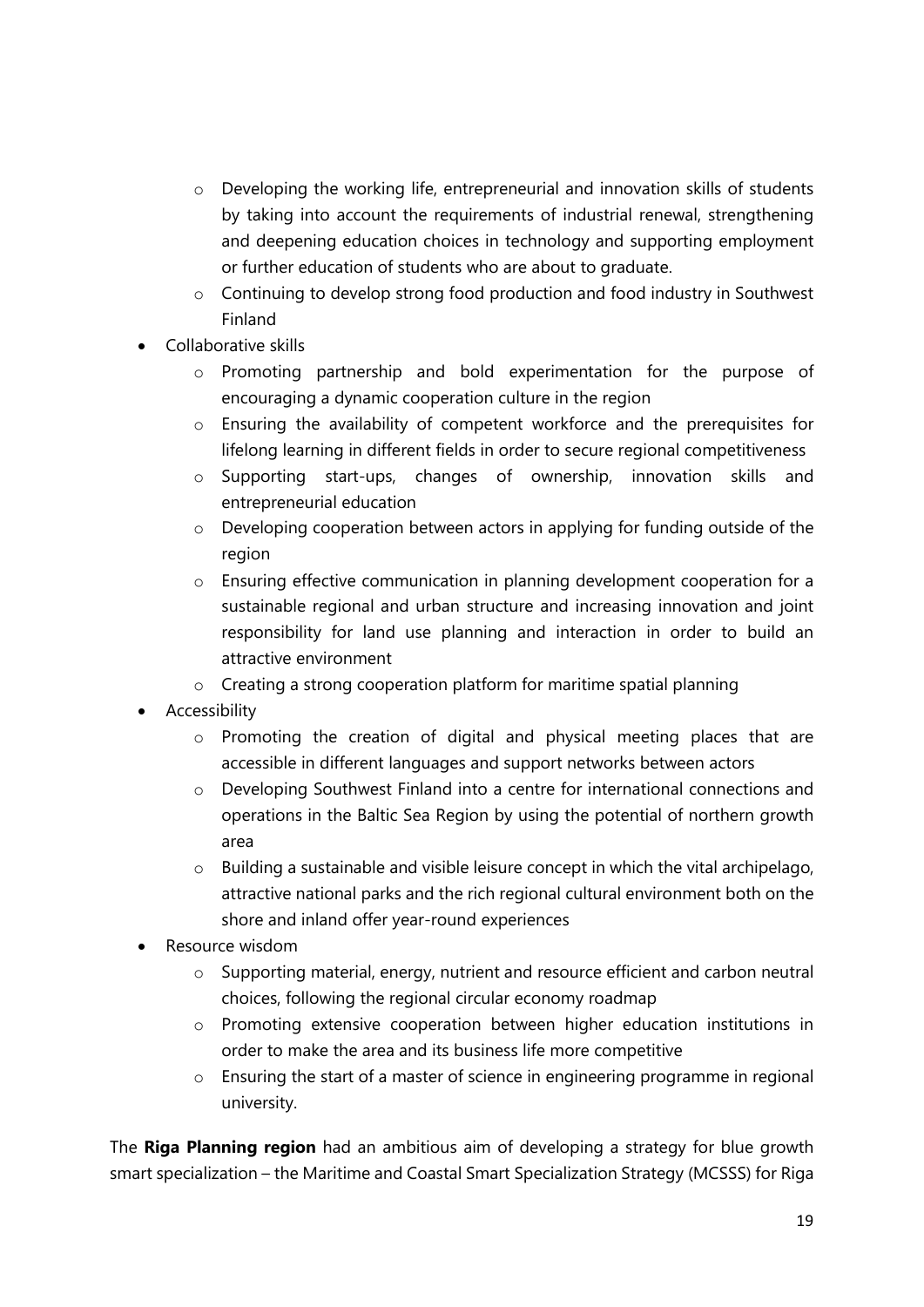- Developing the working life, entrepreneurial and innovation skills of students by taking into account the requirements of industrial renewal, strengthening and deepening education choices in technology and supporting employment or further education of students who are about to graduate.
  - Continuing to develop strong food production and food industry in Southwest Finland
- Collaborative skills
  - Promoting partnership and bold experimentation for the purpose of encouraging a dynamic cooperation culture in the region
  - Ensuring the availability of competent workforce and the prerequisites for lifelong learning in different fields in order to secure regional competitiveness
  - Supporting start-ups, changes of ownership, innovation skills and entrepreneurial education
  - Developing cooperation between actors in applying for funding outside of the region
  - Ensuring effective communication in planning development cooperation for a sustainable regional and urban structure and increasing innovation and joint responsibility for land use planning and interaction in order to build an attractive environment
  - Creating a strong cooperation platform for maritime spatial planning
- Accessibility
  - Promoting the creation of digital and physical meeting places that are accessible in different languages and support networks between actors
  - Developing Southwest Finland into a centre for international connections and operations in the Baltic Sea Region by using the potential of northern growth area
  - Building a sustainable and visible leisure concept in which the vital archipelago, attractive national parks and the rich regional cultural environment both on the shore and inland offer year-round experiences
- Resource wisdom
  - Supporting material, energy, nutrient and resource efficient and carbon neutral choices, following the regional circular economy roadmap
  - Promoting extensive cooperation between higher education institutions in order to make the area and its business life more competitive
  - Ensuring the start of a master of science in engineering programme in regional university.

The **Riga Planning region** had an ambitious aim of developing a strategy for blue growth smart specialization – the Maritime and Coastal Smart Specialization Strategy (MCSSS) for Riga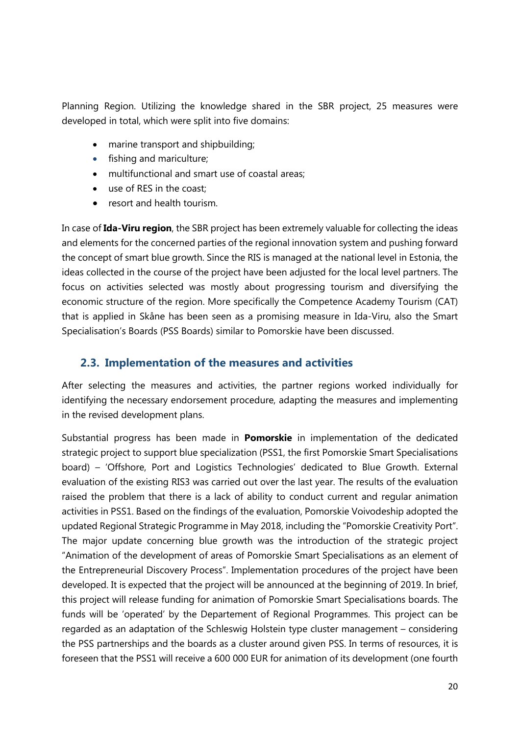Planning Region. Utilizing the knowledge shared in the SBR project, 25 measures were developed in total, which were split into five domains:

- marine transport and shipbuilding;
- fishing and mariculture;
- multifunctional and smart use of coastal areas;
- use of RES in the coast;
- resort and health tourism.

In case of **Ida-Viru region**, the SBR project has been extremely valuable for collecting the ideas and elements for the concerned parties of the regional innovation system and pushing forward the concept of smart blue growth. Since the RIS is managed at the national level in Estonia, the ideas collected in the course of the project have been adjusted for the local level partners. The focus on activities selected was mostly about progressing tourism and diversifying the economic structure of the region. More specifically the Competence Academy Tourism (CAT) that is applied in Skåne has been seen as a promising measure in Ida-Viru, also the Smart Specialisation's Boards (PSS Boards) similar to Pomorskie have been discussed.

## 2.3. Implementation of the measures and activities

After selecting the measures and activities, the partner regions worked individually for identifying the necessary endorsement procedure, adapting the measures and implementing in the revised development plans.

Substantial progress has been made in **Pomorskie** in implementation of the dedicated strategic project to support blue specialization (PSS1, the first Pomorskie Smart Specialisations board) – 'Offshore, Port and Logistics Technologies' dedicated to Blue Growth. External evaluation of the existing RIS3 was carried out over the last year. The results of the evaluation raised the problem that there is a lack of ability to conduct current and regular animation activities in PSS1. Based on the findings of the evaluation, Pomorskie Voivodeship adopted the updated Regional Strategic Programme in May 2018, including the "Pomorskie Creativity Port". The major update concerning blue growth was the introduction of the strategic project "Animation of the development of areas of Pomorskie Smart Specialisations as an element of the Entrepreneurial Discovery Process". Implementation procedures of the project have been developed. It is expected that the project will be announced at the beginning of 2019. In brief, this project will release funding for animation of Pomorskie Smart Specialisations boards. The funds will be 'operated' by the Departement of Regional Programmes. This project can be regarded as an adaptation of the Schleswig Holstein type cluster management – considering the PSS partnerships and the boards as a cluster around given PSS. In terms of resources, it is foreseen that the PSS1 will receive a 600 000 EUR for animation of its development (one fourth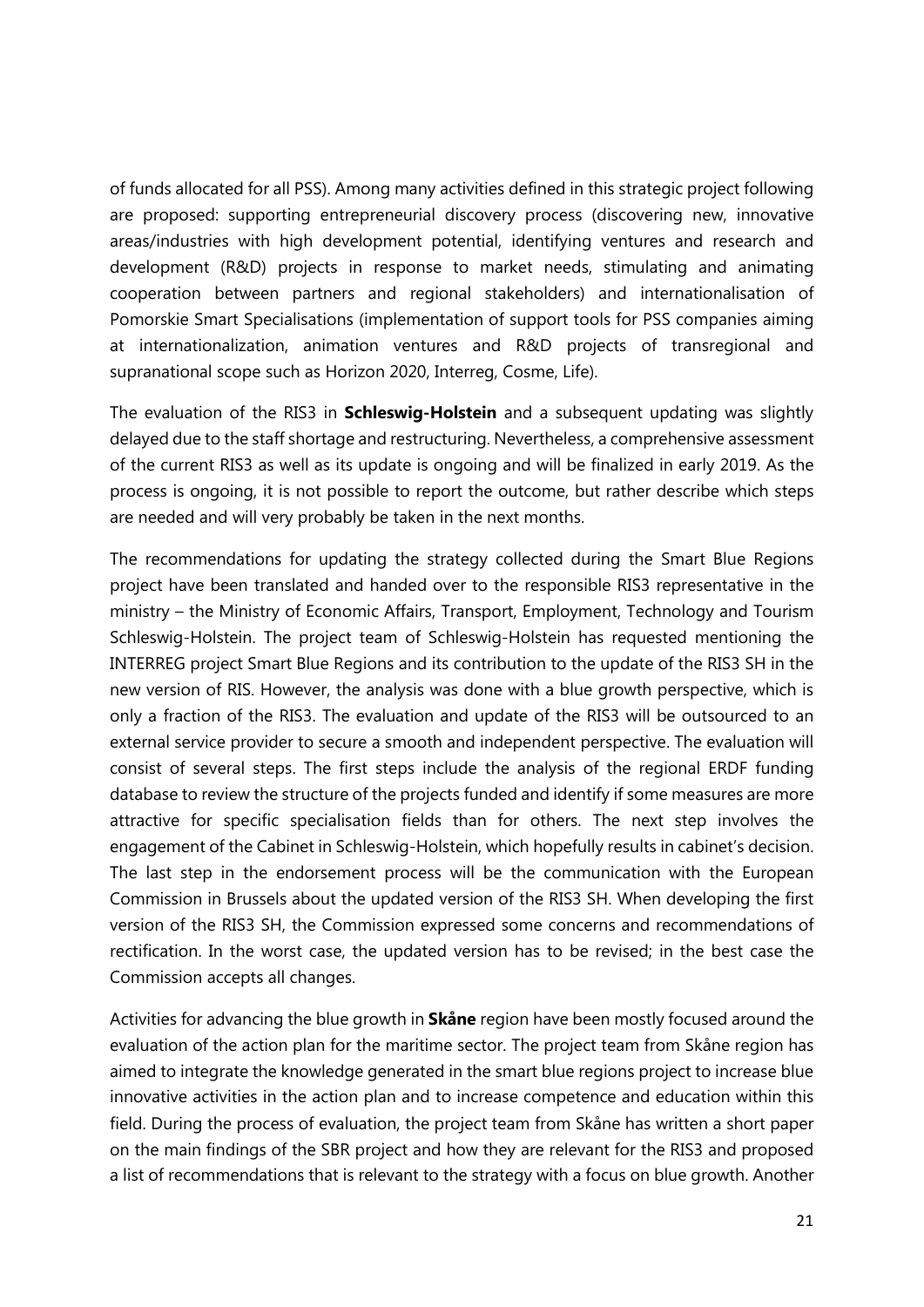of funds allocated for all PSS). Among many activities defined in this strategic project following are proposed: supporting entrepreneurial discovery process (discovering new, innovative areas/industries with high development potential, identifying ventures and research and development (R&D) projects in response to market needs, stimulating and animating cooperation between partners and regional stakeholders) and internationalisation of Pomorskie Smart Specialisations (implementation of support tools for PSS companies aiming at internationalization, animation ventures and R&D projects of transregional and supranational scope such as Horizon 2020, Interreg, Cosme, Life).

The evaluation of the RIS3 in **Schleswig-Holstein** and a subsequent updating was slightly delayed due to the staff shortage and restructuring. Nevertheless, a comprehensive assessment of the current RIS3 as well as its update is ongoing and will be finalized in early 2019. As the process is ongoing, it is not possible to report the outcome, but rather describe which steps are needed and will very probably be taken in the next months.

The recommendations for updating the strategy collected during the Smart Blue Regions project have been translated and handed over to the responsible RIS3 representative in the ministry – the Ministry of Economic Affairs, Transport, Employment, Technology and Tourism Schleswig-Holstein. The project team of Schleswig-Holstein has requested mentioning the INTERREG project Smart Blue Regions and its contribution to the update of the RIS3 SH in the new version of RIS. However, the analysis was done with a blue growth perspective, which is only a fraction of the RIS3. The evaluation and update of the RIS3 will be outsourced to an external service provider to secure a smooth and independent perspective. The evaluation will consist of several steps. The first steps include the analysis of the regional ERDF funding database to review the structure of the projects funded and identify if some measures are more attractive for specific specialisation fields than for others. The next step involves the engagement of the Cabinet in Schleswig-Holstein, which hopefully results in cabinet's decision. The last step in the endorsement process will be the communication with the European Commission in Brussels about the updated version of the RIS3 SH. When developing the first version of the RIS3 SH, the Commission expressed some concerns and recommendations of rectification. In the worst case, the updated version has to be revised; in the best case the Commission accepts all changes.

Activities for advancing the blue growth in **Skåne** region have been mostly focused around the evaluation of the action plan for the maritime sector. The project team from Skåne region has aimed to integrate the knowledge generated in the smart blue regions project to increase blue innovative activities in the action plan and to increase competence and education within this field. During the process of evaluation, the project team from Skåne has written a short paper on the main findings of the SBR project and how they are relevant for the RIS3 and proposed a list of recommendations that is relevant to the strategy with a focus on blue growth. Another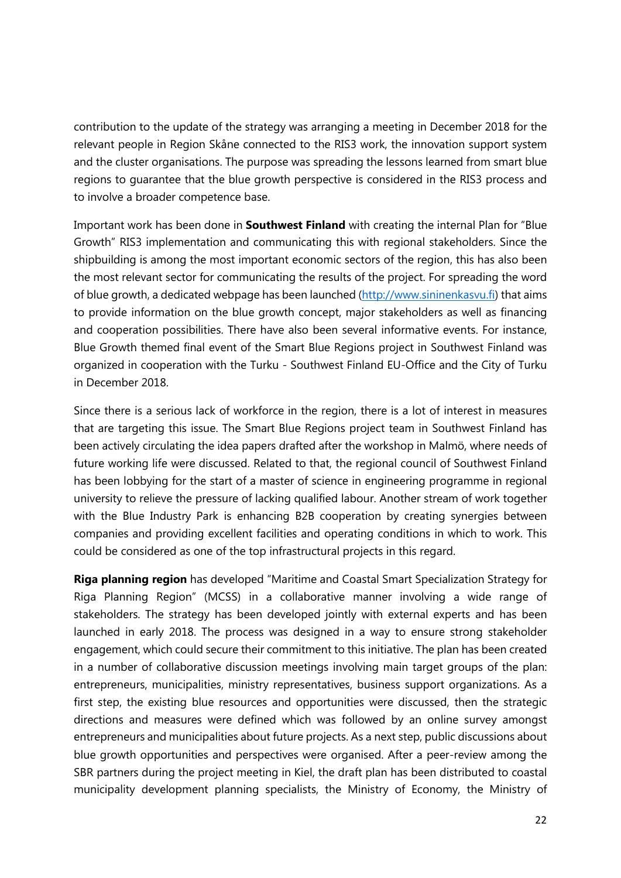contribution to the update of the strategy was arranging a meeting in December 2018 for the relevant people in Region Skåne connected to the RIS3 work, the innovation support system and the cluster organisations. The purpose was spreading the lessons learned from smart blue regions to guarantee that the blue growth perspective is considered in the RIS3 process and to involve a broader competence base.

Important work has been done in **Southwest Finland** with creating the internal Plan for "Blue Growth" RIS3 implementation and communicating this with regional stakeholders. Since the shipbuilding is among the most important economic sectors of the region, this has also been the most relevant sector for communicating the results of the project. For spreading the word of blue growth, a dedicated webpage has been launched ([http://www.sininenkasvu.fi](http://www.sininenkasvu.fi)) that aims to provide information on the blue growth concept, major stakeholders as well as financing and cooperation possibilities. There have also been several informative events. For instance, Blue Growth themed final event of the Smart Blue Regions project in Southwest Finland was organized in cooperation with the Turku - Southwest Finland EU-Office and the City of Turku in December 2018.

Since there is a serious lack of workforce in the region, there is a lot of interest in measures that are targeting this issue. The Smart Blue Regions project team in Southwest Finland has been actively circulating the idea papers drafted after the workshop in Malmö, where needs of future working life were discussed. Related to that, the regional council of Southwest Finland has been lobbying for the start of a master of science in engineering programme in regional university to relieve the pressure of lacking qualified labour. Another stream of work together with the Blue Industry Park is enhancing B2B cooperation by creating synergies between companies and providing excellent facilities and operating conditions in which to work. This could be considered as one of the top infrastructural projects in this regard.

**Riga planning region** has developed "Maritime and Coastal Smart Specialization Strategy for Riga Planning Region" (MCSS) in a collaborative manner involving a wide range of stakeholders. The strategy has been developed jointly with external experts and has been launched in early 2018. The process was designed in a way to ensure strong stakeholder engagement, which could secure their commitment to this initiative. The plan has been created in a number of collaborative discussion meetings involving main target groups of the plan: entrepreneurs, municipalities, ministry representatives, business support organizations. As a first step, the existing blue resources and opportunities were discussed, then the strategic directions and measures were defined which was followed by an online survey amongst entrepreneurs and municipalities about future projects. As a next step, public discussions about blue growth opportunities and perspectives were organised. After a peer-review among the SBR partners during the project meeting in Kiel, the draft plan has been distributed to coastal municipality development planning specialists, the Ministry of Economy, the Ministry of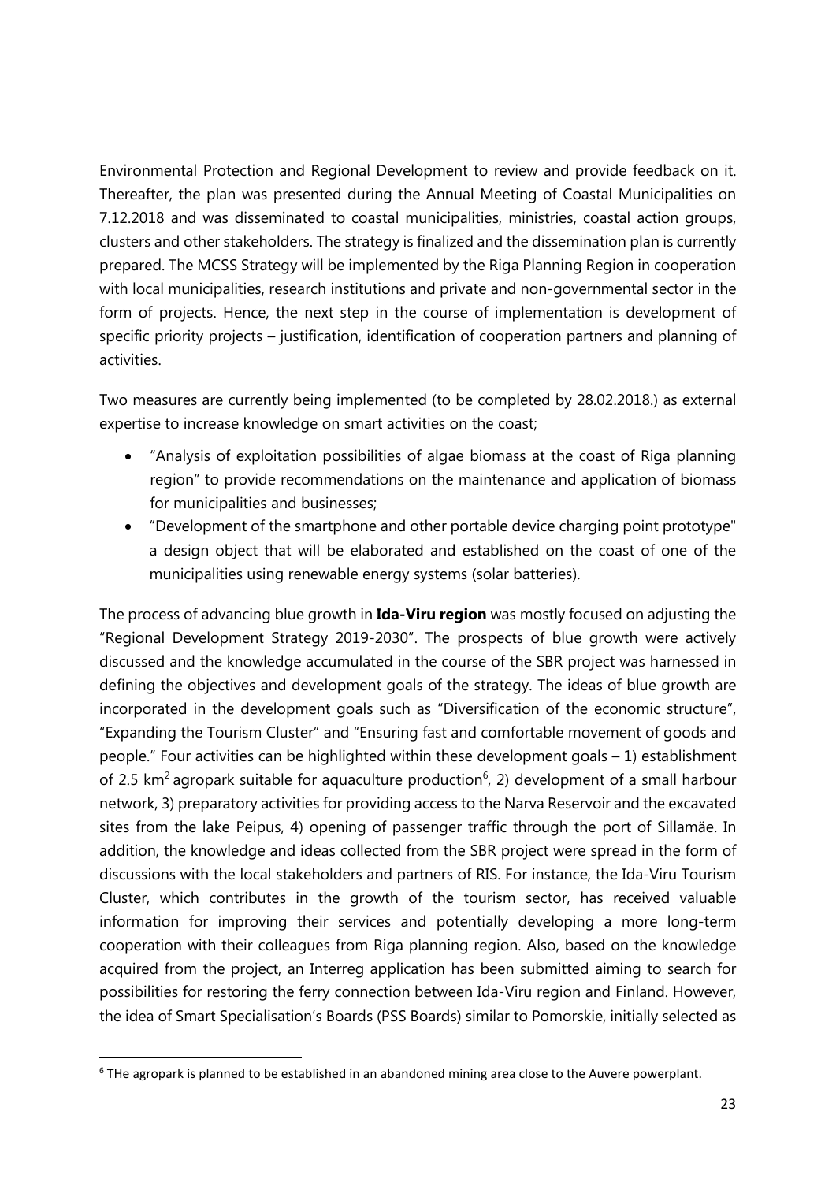Environmental Protection and Regional Development to review and provide feedback on it. Thereafter, the plan was presented during the Annual Meeting of Coastal Municipalities on 7.12.2018 and was disseminated to coastal municipalities, ministries, coastal action groups, clusters and other stakeholders. The strategy is finalized and the dissemination plan is currently prepared. The MCSS Strategy will be implemented by the Riga Planning Region in cooperation with local municipalities, research institutions and private and non-governmental sector in the form of projects. Hence, the next step in the course of implementation is development of specific priority projects – justification, identification of cooperation partners and planning of activities.

Two measures are currently being implemented (to be completed by 28.02.2018.) as external expertise to increase knowledge on smart activities on the coast;

- "Analysis of exploitation possibilities of algae biomass at the coast of Riga planning region" to provide recommendations on the maintenance and application of biomass for municipalities and businesses;
- "Development of the smartphone and other portable device charging point prototype" a design object that will be elaborated and established on the coast of one of the municipalities using renewable energy systems (solar batteries).

The process of advancing blue growth in **Ida-Viru region** was mostly focused on adjusting the "Regional Development Strategy 2019-2030". The prospects of blue growth were actively discussed and the knowledge accumulated in the course of the SBR project was harnessed in defining the objectives and development goals of the strategy. The ideas of blue growth are incorporated in the development goals such as "Diversification of the economic structure", "Expanding the Tourism Cluster" and "Ensuring fast and comfortable movement of goods and people." Four activities can be highlighted within these development goals – 1) establishment of 2.5 km$^2$ agropark suitable for aquaculture production[6], 2) development of a small harbour network, 3) preparatory activities for providing access to the Narva Reservoir and the excavated sites from the lake Peipus, 4) opening of passenger traffic through the port of Sillamäe. In addition, the knowledge and ideas collected from the SBR project were spread in the form of discussions with the local stakeholders and partners of RIS. For instance, the Ida-Viru Tourism Cluster, which contributes in the growth of the tourism sector, has received valuable information for improving their services and potentially developing a more long-term cooperation with their colleagues from Riga planning region. Also, based on the knowledge acquired from the project, an Interreg application has been submitted aiming to search for possibilities for restoring the ferry connection between Ida-Viru region and Finland. However, the idea of Smart Specialisation's Boards (PSS Boards) similar to Pomorskie, initially selected as

[6] THe agropark is planned to be established in an abandoned mining area close to the Auvere powerplant.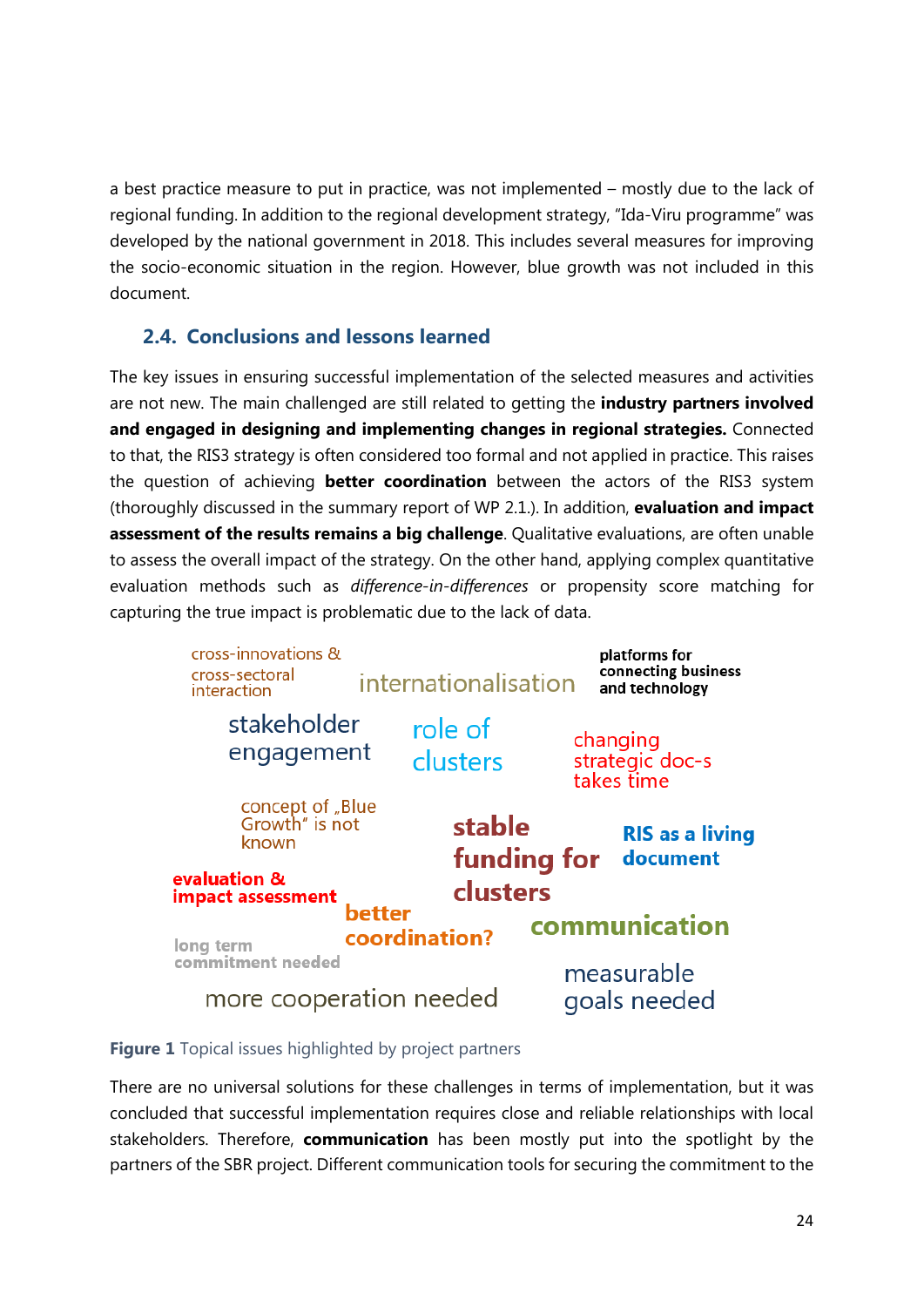a best practice measure to put in practice, was not implemented – mostly due to the lack of regional funding. In addition to the regional development strategy, "Ida-Viru programme" was developed by the national government in 2018. This includes several measures for improving the socio-economic situation in the region. However, blue growth was not included in this document.

## 2.4. Conclusions and lessons learned

The key issues in ensuring successful implementation of the selected measures and activities are not new. The main challenged are still related to getting the **industry partners involved and engaged in designing and implementing changes in regional strategies.** Connected to that, the RIS3 strategy is often considered too formal and not applied in practice. This raises the question of achieving **better coordination** between the actors of the RIS3 system (thoroughly discussed in the summary report of WP 2.1.). In addition, **evaluation and impact assessment of the results remains a big challenge**. Qualitative evaluations, are often unable to assess the overall impact of the strategy. On the other hand, applying complex quantitative evaluation methods such as *difference-in-differences* or propensity score matching for capturing the true impact is problematic due to the lack of data.

**Figure 1** Topical issues highlighted by project partners

There are no universal solutions for these challenges in terms of implementation, but it was concluded that successful implementation requires close and reliable relationships with local stakeholders. Therefore, **communication** has been mostly put into the spotlight by the partners of the SBR project. Different communication tools for securing the commitment to the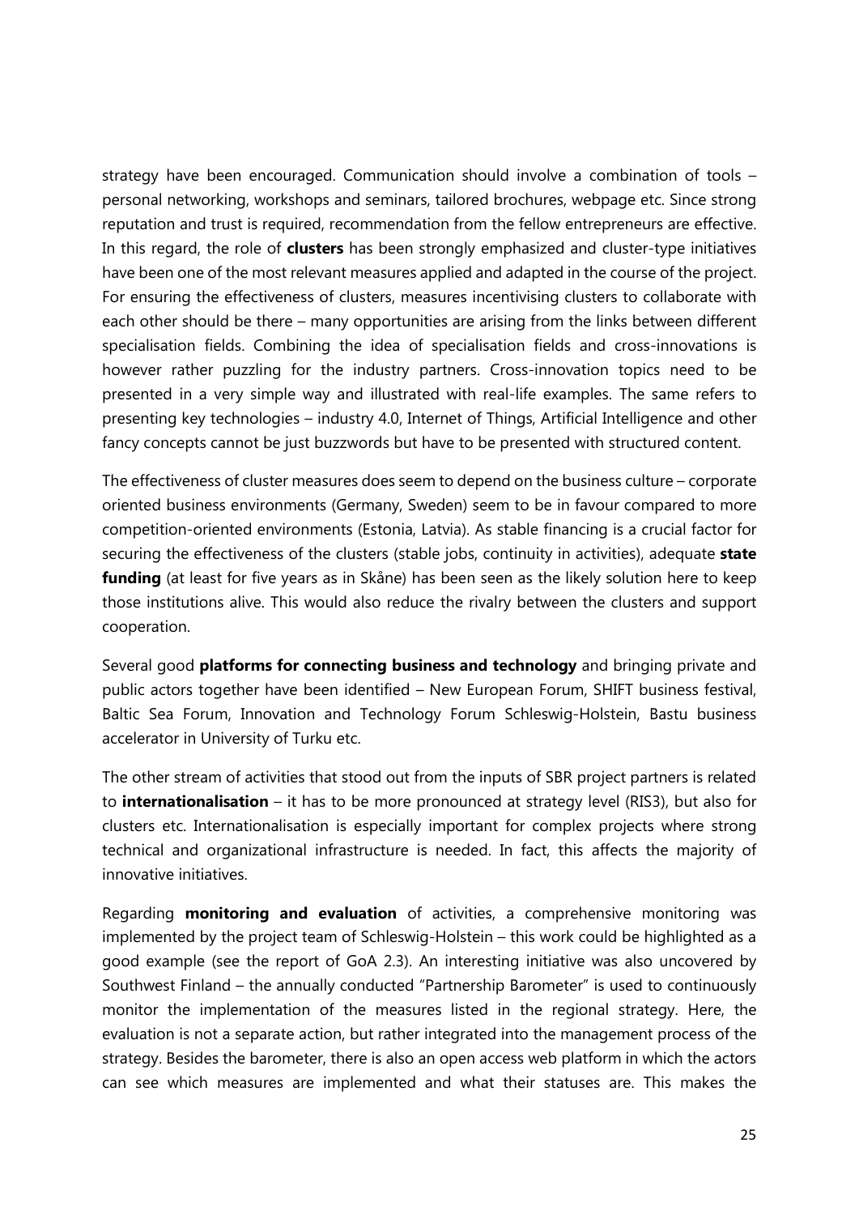strategy have been encouraged. Communication should involve a combination of tools – personal networking, workshops and seminars, tailored brochures, webpage etc. Since strong reputation and trust is required, recommendation from the fellow entrepreneurs are effective. In this regard, the role of **clusters** has been strongly emphasized and cluster-type initiatives have been one of the most relevant measures applied and adapted in the course of the project. For ensuring the effectiveness of clusters, measures incentivising clusters to collaborate with each other should be there – many opportunities are arising from the links between different specialisation fields. Combining the idea of specialisation fields and cross-innovations is however rather puzzling for the industry partners. Cross-innovation topics need to be presented in a very simple way and illustrated with real-life examples. The same refers to presenting key technologies – industry 4.0, Internet of Things, Artificial Intelligence and other fancy concepts cannot be just buzzwords but have to be presented with structured content.

The effectiveness of cluster measures does seem to depend on the business culture – corporate oriented business environments (Germany, Sweden) seem to be in favour compared to more competition-oriented environments (Estonia, Latvia). As stable financing is a crucial factor for securing the effectiveness of the clusters (stable jobs, continuity in activities), adequate **state funding** (at least for five years as in Skåne) has been seen as the likely solution here to keep those institutions alive. This would also reduce the rivalry between the clusters and support cooperation.

Several good **platforms for connecting business and technology** and bringing private and public actors together have been identified – New European Forum, SHIFT business festival, Baltic Sea Forum, Innovation and Technology Forum Schleswig-Holstein, Bastu business accelerator in University of Turku etc.

The other stream of activities that stood out from the inputs of SBR project partners is related to **internationalisation** – it has to be more pronounced at strategy level (RIS3), but also for clusters etc. Internationalisation is especially important for complex projects where strong technical and organizational infrastructure is needed. In fact, this affects the majority of innovative initiatives.

Regarding **monitoring and evaluation** of activities, a comprehensive monitoring was implemented by the project team of Schleswig-Holstein – this work could be highlighted as a good example (see the report of GoA 2.3). An interesting initiative was also uncovered by Southwest Finland – the annually conducted "Partnership Barometer" is used to continuously monitor the implementation of the measures listed in the regional strategy. Here, the evaluation is not a separate action, but rather integrated into the management process of the strategy. Besides the barometer, there is also an open access web platform in which the actors can see which measures are implemented and what their statuses are. This makes the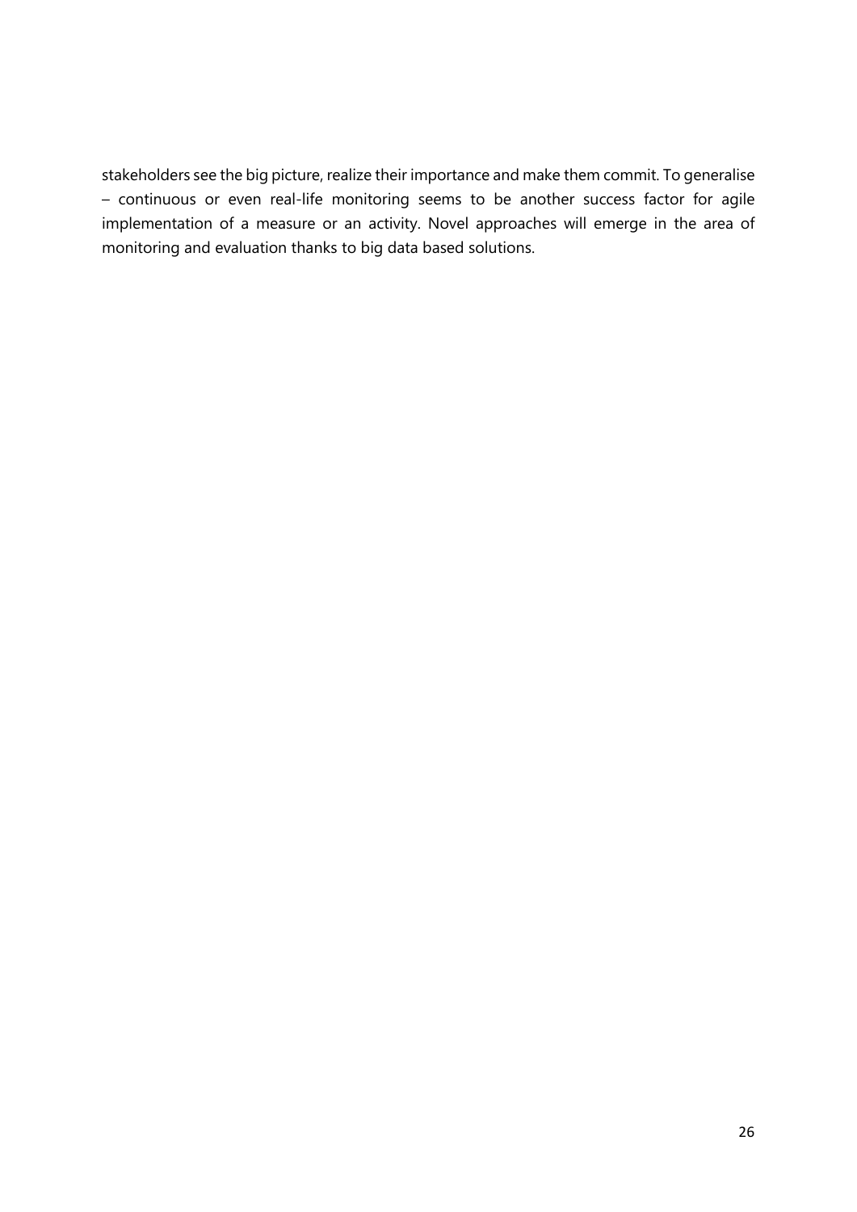stakeholders see the big picture, realize their importance and make them commit. To generalise – continuous or even real-life monitoring seems to be another success factor for agile implementation of a measure or an activity. Novel approaches will emerge in the area of monitoring and evaluation thanks to big data based solutions.